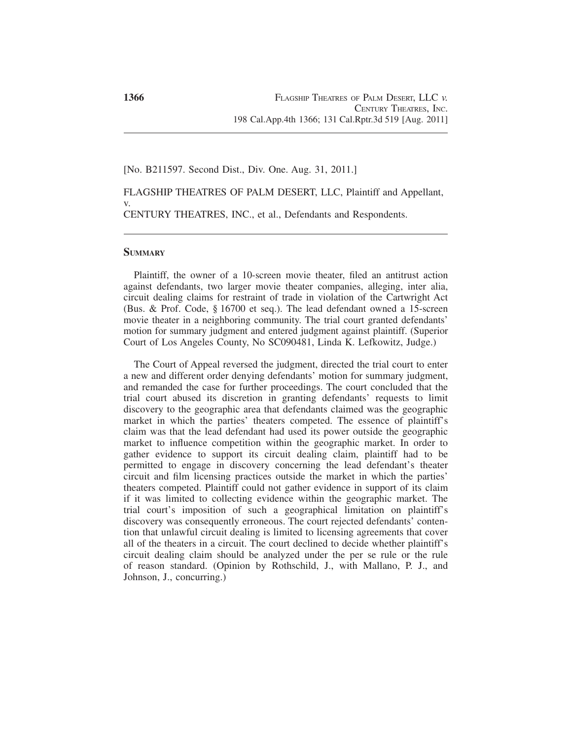[No. B211597. Second Dist., Div. One. Aug. 31, 2011.]

FLAGSHIP THEATRES OF PALM DESERT, LLC, Plaintiff and Appellant,
v.
CENTURY THEATRES, INC., et al., Defendants and Respondents.

## SUMMARY

Plaintiff, the owner of a 10-screen movie theater, filed an antitrust action against defendants, two larger movie theater companies, alleging, inter alia, circuit dealing claims for restraint of trade in violation of the Cartwright Act (Bus. & Prof. Code, § 16700 et seq.). The lead defendant owned a 15-screen movie theater in a neighboring community. The trial court granted defendants' motion for summary judgment and entered judgment against plaintiff. (Superior Court of Los Angeles County, No SC090481, Linda K. Lefkowitz, Judge.)

The Court of Appeal reversed the judgment, directed the trial court to enter a new and different order denying defendants' motion for summary judgment, and remanded the case for further proceedings. The court concluded that the trial court abused its discretion in granting defendants' requests to limit discovery to the geographic area that defendants claimed was the geographic market in which the parties' theaters competed. The essence of plaintiff's claim was that the lead defendant had used its power outside the geographic market to influence competition within the geographic market. In order to gather evidence to support its circuit dealing claim, plaintiff had to be permitted to engage in discovery concerning the lead defendant's theater circuit and film licensing practices outside the market in which the parties' theaters competed. Plaintiff could not gather evidence in support of its claim if it was limited to collecting evidence within the geographic market. The trial court's imposition of such a geographical limitation on plaintiff's discovery was consequently erroneous. The court rejected defendants' contention that unlawful circuit dealing is limited to licensing agreements that cover all of the theaters in a circuit. The court declined to decide whether plaintiff's circuit dealing claim should be analyzed under the per se rule or the rule of reason standard. (Opinion by Rothschild, J., with Mallano, P. J., and Johnson, J., concurring.)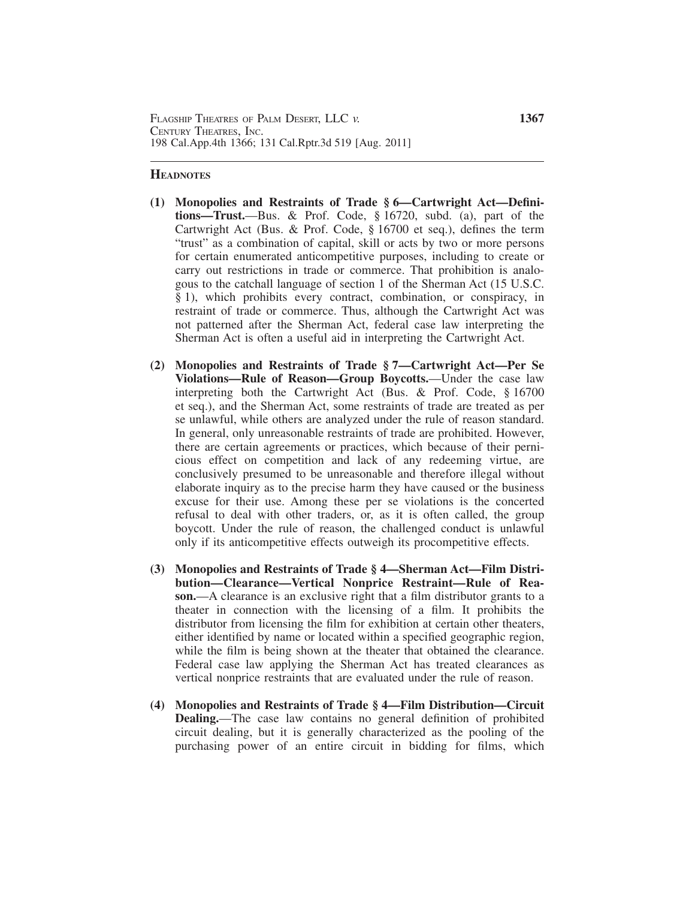## HEADNOTES

**(1) Monopolies and Restraints of Trade § 6—Cartwright Act—Definitions—Trust.**—Bus. & Prof. Code, § 16720, subd. (a), part of the Cartwright Act (Bus. & Prof. Code, § 16700 et seq.), defines the term "trust" as a combination of capital, skill or acts by two or more persons for certain enumerated anticompetitive purposes, including to create or carry out restrictions in trade or commerce. That prohibition is analogous to the catchall language of section 1 of the Sherman Act (15 U.S.C. § 1), which prohibits every contract, combination, or conspiracy, in restraint of trade or commerce. Thus, although the Cartwright Act was not patterned after the Sherman Act, federal case law interpreting the Sherman Act is often a useful aid in interpreting the Cartwright Act.

**(2) Monopolies and Restraints of Trade § 7—Cartwright Act—Per Se Violations—Rule of Reason—Group Boycotts.**—Under the case law interpreting both the Cartwright Act (Bus. & Prof. Code, § 16700 et seq.), and the Sherman Act, some restraints of trade are treated as per se unlawful, while others are analyzed under the rule of reason standard. In general, only unreasonable restraints of trade are prohibited. However, there are certain agreements or practices, which because of their pernicious effect on competition and lack of any redeeming virtue, are conclusively presumed to be unreasonable and therefore illegal without elaborate inquiry as to the precise harm they have caused or the business excuse for their use. Among these per se violations is the concerted refusal to deal with other traders, or, as it is often called, the group boycott. Under the rule of reason, the challenged conduct is unlawful only if its anticompetitive effects outweigh its procompetitive effects.

**(3) Monopolies and Restraints of Trade § 4—Sherman Act—Film Distribution—Clearance—Vertical Nonprice Restraint—Rule of Reason.**—A clearance is an exclusive right that a film distributor grants to a theater in connection with the licensing of a film. It prohibits the distributor from licensing the film for exhibition at certain other theaters, either identified by name or located within a specified geographic region, while the film is being shown at the theater that obtained the clearance. Federal case law applying the Sherman Act has treated clearances as vertical nonprice restraints that are evaluated under the rule of reason.

**(4) Monopolies and Restraints of Trade § 4—Film Distribution—Circuit Dealing.**—The case law contains no general definition of prohibited circuit dealing, but it is generally characterized as the pooling of the purchasing power of an entire circuit in bidding for films, which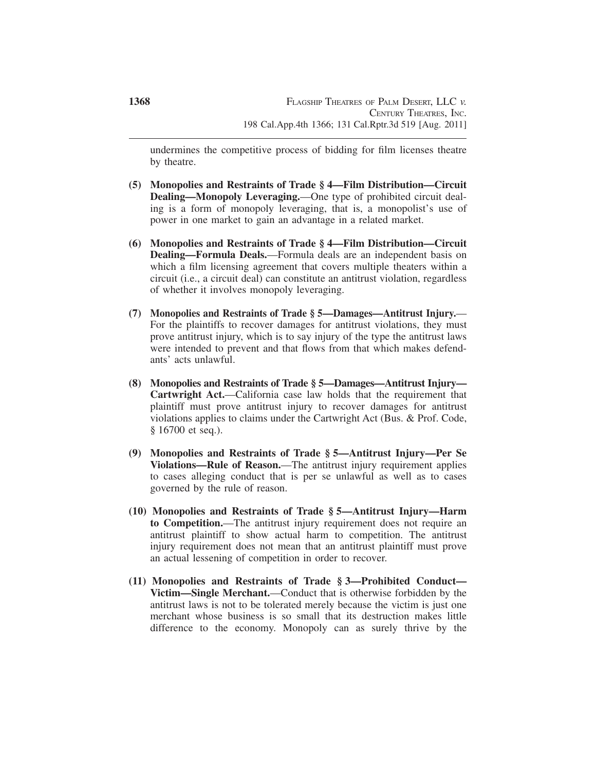undermines the competitive process of bidding for film licenses theatre by theatre.

**(5) Monopolies and Restraints of Trade § 4—Film Distribution—Circuit Dealing—Monopoly Leveraging.**—One type of prohibited circuit dealing is a form of monopoly leveraging, that is, a monopolist's use of power in one market to gain an advantage in a related market.

**(6) Monopolies and Restraints of Trade § 4—Film Distribution—Circuit Dealing—Formula Deals.**—Formula deals are an independent basis on which a film licensing agreement that covers multiple theaters within a circuit (i.e., a circuit deal) can constitute an antitrust violation, regardless of whether it involves monopoly leveraging.

**(7) Monopolies and Restraints of Trade § 5—Damages—Antitrust Injury.**—For the plaintiffs to recover damages for antitrust violations, they must prove antitrust injury, which is to say injury of the type the antitrust laws were intended to prevent and that flows from that which makes defendants' acts unlawful.

**(8) Monopolies and Restraints of Trade § 5—Damages—Antitrust Injury—Cartwright Act.**—California case law holds that the requirement that plaintiff must prove antitrust injury to recover damages for antitrust violations applies to claims under the Cartwright Act (Bus. & Prof. Code, § 16700 et seq.).

**(9) Monopolies and Restraints of Trade § 5—Antitrust Injury—Per Se Violations—Rule of Reason.**—The antitrust injury requirement applies to cases alleging conduct that is per se unlawful as well as to cases governed by the rule of reason.

**(10) Monopolies and Restraints of Trade § 5—Antitrust Injury—Harm to Competition.**—The antitrust injury requirement does not require an antitrust plaintiff to show actual harm to competition. The antitrust injury requirement does not mean that an antitrust plaintiff must prove an actual lessening of competition in order to recover.

**(11) Monopolies and Restraints of Trade § 3—Prohibited Conduct—Victim—Single Merchant.**—Conduct that is otherwise forbidden by the antitrust laws is not to be tolerated merely because the victim is just one merchant whose business is so small that its destruction makes little difference to the economy. Monopoly can as surely thrive by the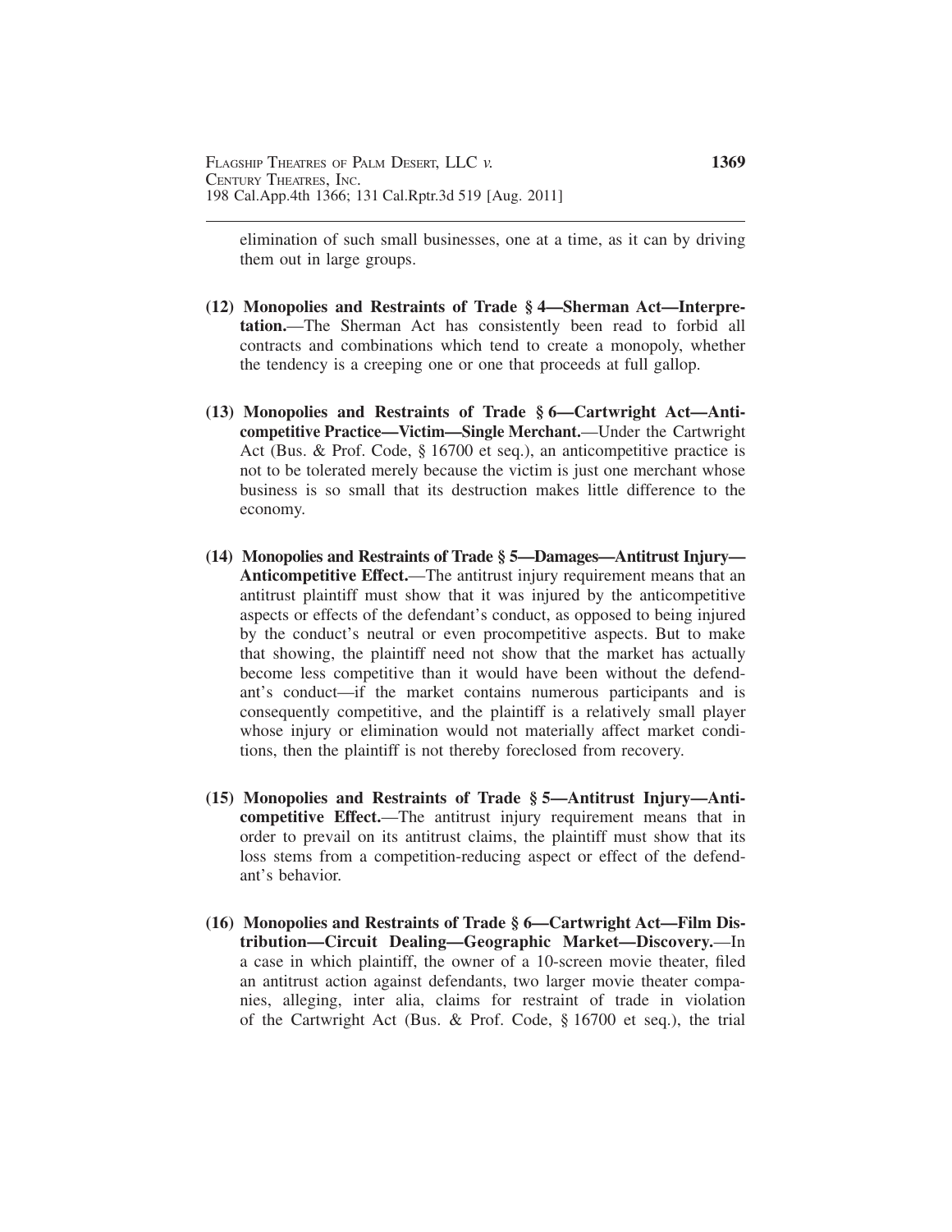elimination of such small businesses, one at a time, as it can by driving them out in large groups.

**(12) Monopolies and Restraints of Trade § 4—Sherman Act—Interpretation.**—The Sherman Act has consistently been read to forbid all contracts and combinations which tend to create a monopoly, whether the tendency is a creeping one or one that proceeds at full gallop.

**(13) Monopolies and Restraints of Trade § 6—Cartwright Act—Anticompetitive Practice—Victim—Single Merchant.**—Under the Cartwright Act (Bus. & Prof. Code, § 16700 et seq.), an anticompetitive practice is not to be tolerated merely because the victim is just one merchant whose business is so small that its destruction makes little difference to the economy.

**(14) Monopolies and Restraints of Trade § 5—Damages—Antitrust Injury—Anticompetitive Effect.**—The antitrust injury requirement means that an antitrust plaintiff must show that it was injured by the anticompetitive aspects or effects of the defendant's conduct, as opposed to being injured by the conduct's neutral or even procompetitive aspects. But to make that showing, the plaintiff need not show that the market has actually become less competitive than it would have been without the defendant's conduct—if the market contains numerous participants and is consequently competitive, and the plaintiff is a relatively small player whose injury or elimination would not materially affect market conditions, then the plaintiff is not thereby foreclosed from recovery.

**(15) Monopolies and Restraints of Trade § 5—Antitrust Injury—Anticompetitive Effect.**—The antitrust injury requirement means that in order to prevail on its antitrust claims, the plaintiff must show that its loss stems from a competition-reducing aspect or effect of the defendant's behavior.

**(16) Monopolies and Restraints of Trade § 6—Cartwright Act—Film Distribution—Circuit Dealing—Geographic Market—Discovery.**—In a case in which plaintiff, the owner of a 10-screen movie theater, filed an antitrust action against defendants, two larger movie theater companies, alleging, inter alia, claims for restraint of trade in violation of the Cartwright Act (Bus. & Prof. Code, § 16700 et seq.), the trial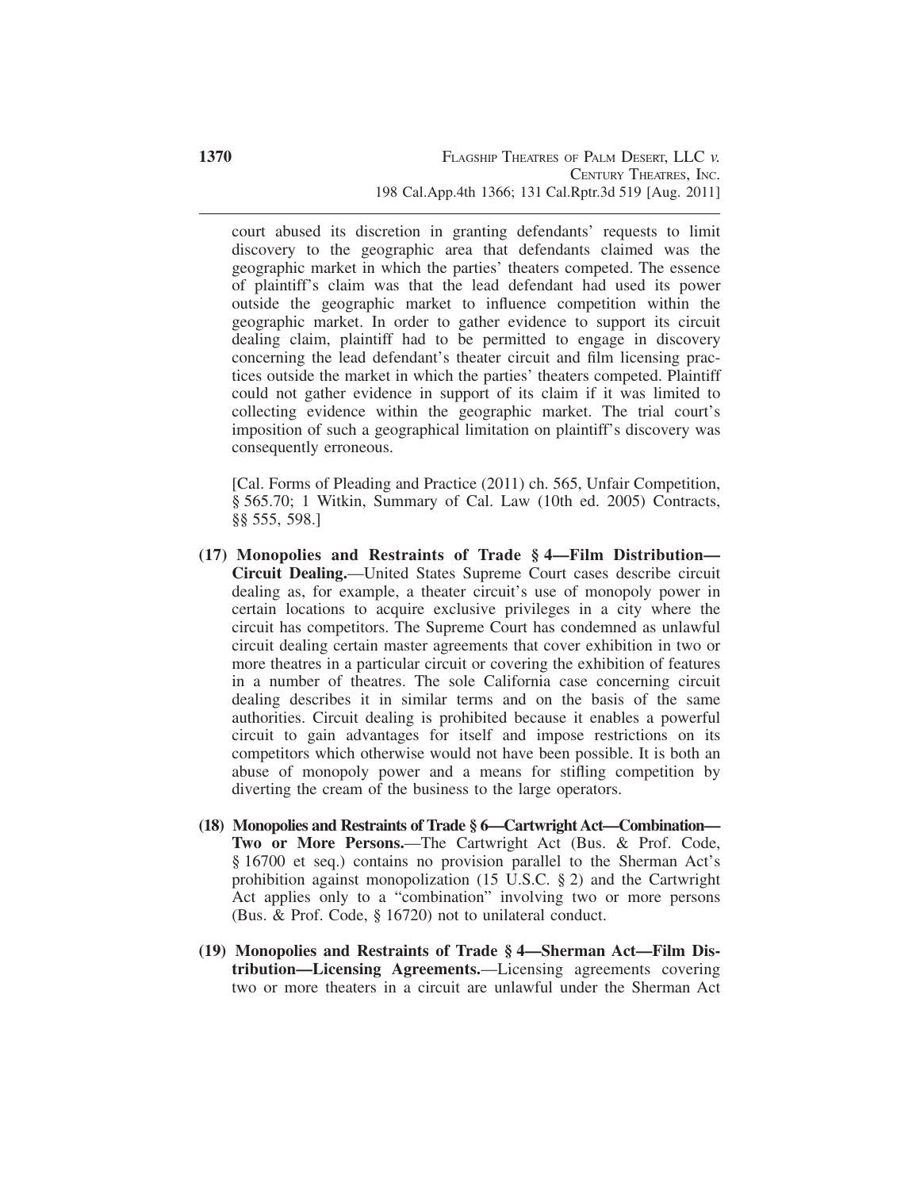court abused its discretion in granting defendants' requests to limit discovery to the geographic area that defendants claimed was the geographic market in which the parties' theaters competed. The essence of plaintiff's claim was that the lead defendant had used its power outside the geographic market to influence competition within the geographic market. In order to gather evidence to support its circuit dealing claim, plaintiff had to be permitted to engage in discovery concerning the lead defendant's theater circuit and film licensing practices outside the market in which the parties' theaters competed. Plaintiff could not gather evidence in support of its claim if it was limited to collecting evidence within the geographic market. The trial court's imposition of such a geographical limitation on plaintiff's discovery was consequently erroneous.

[Cal. Forms of Pleading and Practice (2011) ch. 565, Unfair Competition, § 565.70; 1 Witkin, Summary of Cal. Law (10th ed. 2005) Contracts, §§ 555, 598.]

**(17) Monopolies and Restraints of Trade § 4—Film Distribution—Circuit Dealing.**—United States Supreme Court cases describe circuit dealing as, for example, a theater circuit's use of monopoly power in certain locations to acquire exclusive privileges in a city where the circuit has competitors. The Supreme Court has condemned as unlawful circuit dealing certain master agreements that cover exhibition in two or more theatres in a particular circuit or covering the exhibition of features in a number of theatres. The sole California case concerning circuit dealing describes it in similar terms and on the basis of the same authorities. Circuit dealing is prohibited because it enables a powerful circuit to gain advantages for itself and impose restrictions on its competitors which otherwise would not have been possible. It is both an abuse of monopoly power and a means for stifling competition by diverting the cream of the business to the large operators.

**(18) Monopolies and Restraints of Trade § 6—Cartwright Act—Combination—Two or More Persons.**—The Cartwright Act (Bus. & Prof. Code, § 16700 et seq.) contains no provision parallel to the Sherman Act's prohibition against monopolization (15 U.S.C. § 2) and the Cartwright Act applies only to a "combination" involving two or more persons (Bus. & Prof. Code, § 16720) not to unilateral conduct.

**(19) Monopolies and Restraints of Trade § 4—Sherman Act—Film Distribution—Licensing Agreements.**—Licensing agreements covering two or more theaters in a circuit are unlawful under the Sherman Act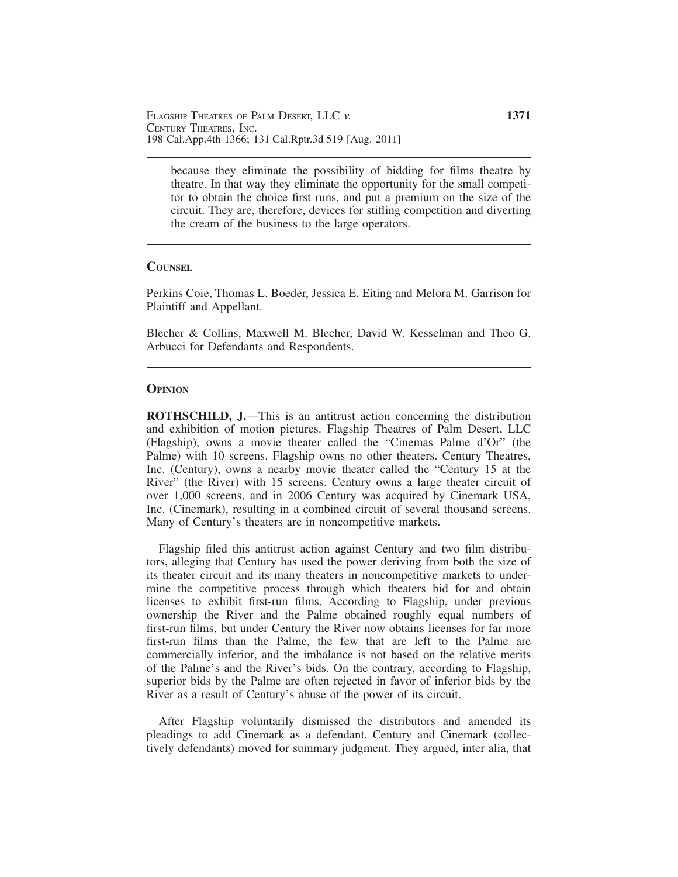because they eliminate the possibility of bidding for films theatre by theatre. In that way they eliminate the opportunity for the small competitor to obtain the choice first runs, and put a premium on the size of the circuit. They are, therefore, devices for stifling competition and diverting the cream of the business to the large operators.

---

## COUNSEL

Perkins Coie, Thomas L. Boeder, Jessica E. Eiting and Melora M. Garrison for Plaintiff and Appellant.

Blecher & Collins, Maxwell M. Blecher, David W. Kesselman and Theo G. Arbucci for Defendants and Respondents.

---

## OPINION

**ROTHSCHILD, J.**—This is an antitrust action concerning the distribution and exhibition of motion pictures. Flagship Theatres of Palm Desert, LLC (Flagship), owns a movie theater called the "Cinemas Palme d'Or" (the Palme) with 10 screens. Flagship owns no other theaters. Century Theatres, Inc. (Century), owns a nearby movie theater called the "Century 15 at the River" (the River) with 15 screens. Century owns a large theater circuit of over 1,000 screens, and in 2006 Century was acquired by Cinemark USA, Inc. (Cinemark), resulting in a combined circuit of several thousand screens. Many of Century's theaters are in noncompetitive markets.

Flagship filed this antitrust action against Century and two film distributors, alleging that Century has used the power deriving from both the size of its theater circuit and its many theaters in noncompetitive markets to undermine the competitive process through which theaters bid for and obtain licenses to exhibit first-run films. According to Flagship, under previous ownership the River and the Palme obtained roughly equal numbers of first-run films, but under Century the River now obtains licenses for far more first-run films than the Palme, the few that are left to the Palme are commercially inferior, and the imbalance is not based on the relative merits of the Palme's and the River's bids. On the contrary, according to Flagship, superior bids by the Palme are often rejected in favor of inferior bids by the River as a result of Century's abuse of the power of its circuit.

After Flagship voluntarily dismissed the distributors and amended its pleadings to add Cinemark as a defendant, Century and Cinemark (collectively defendants) moved for summary judgment. They argued, inter alia, that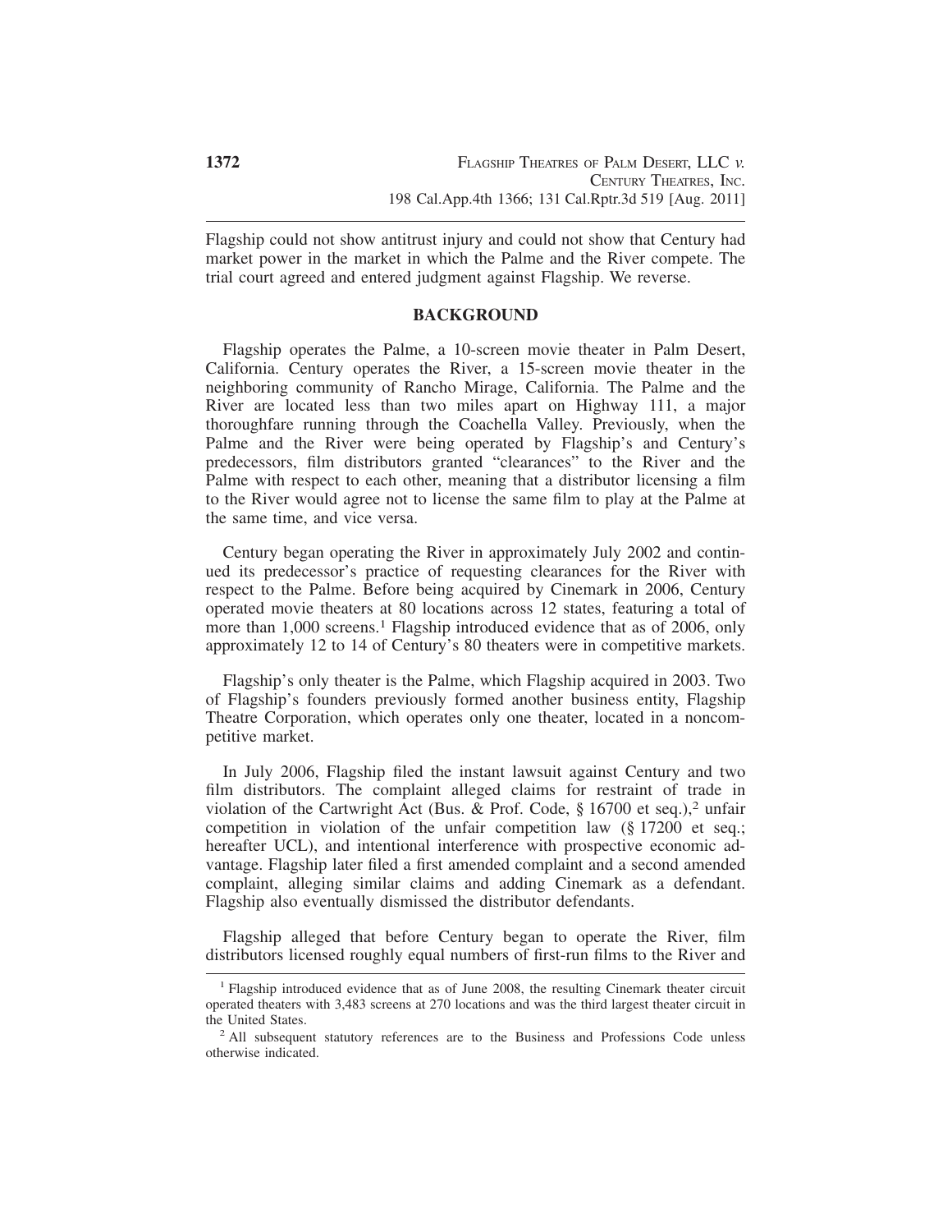Flagship could not show antitrust injury and could not show that Century had market power in the market in which the Palme and the River compete. The trial court agreed and entered judgment against Flagship. We reverse.

## BACKGROUND

Flagship operates the Palme, a 10-screen movie theater in Palm Desert, California. Century operates the River, a 15-screen movie theater in the neighboring community of Rancho Mirage, California. The Palme and the River are located less than two miles apart on Highway 111, a major thoroughfare running through the Coachella Valley. Previously, when the Palme and the River were being operated by Flagship's and Century's predecessors, film distributors granted "clearances" to the River and the Palme with respect to each other, meaning that a distributor licensing a film to the River would agree not to license the same film to play at the Palme at the same time, and vice versa.

Century began operating the River in approximately July 2002 and continued its predecessor's practice of requesting clearances for the River with respect to the Palme. Before being acquired by Cinemark in 2006, Century operated movie theaters at 80 locations across 12 states, featuring a total of more than 1,000 screens.[1] Flagship introduced evidence that as of 2006, only approximately 12 to 14 of Century's 80 theaters were in competitive markets.

Flagship's only theater is the Palme, which Flagship acquired in 2003. Two of Flagship's founders previously formed another business entity, Flagship Theatre Corporation, which operates only one theater, located in a noncompetitive market.

In July 2006, Flagship filed the instant lawsuit against Century and two film distributors. The complaint alleged claims for restraint of trade in violation of the Cartwright Act (Bus. & Prof. Code, § 16700 et seq.),[2] unfair competition in violation of the unfair competition law (§ 17200 et seq.; hereafter UCL), and intentional interference with prospective economic advantage. Flagship later filed a first amended complaint and a second amended complaint, alleging similar claims and adding Cinemark as a defendant. Flagship also eventually dismissed the distributor defendants.

Flagship alleged that before Century began to operate the River, film distributors licensed roughly equal numbers of first-run films to the River and

---

[1] Flagship introduced evidence that as of June 2008, the resulting Cinemark theater circuit operated theaters with 3,483 screens at 270 locations and was the third largest theater circuit in the United States.

[2] All subsequent statutory references are to the Business and Professions Code unless otherwise indicated.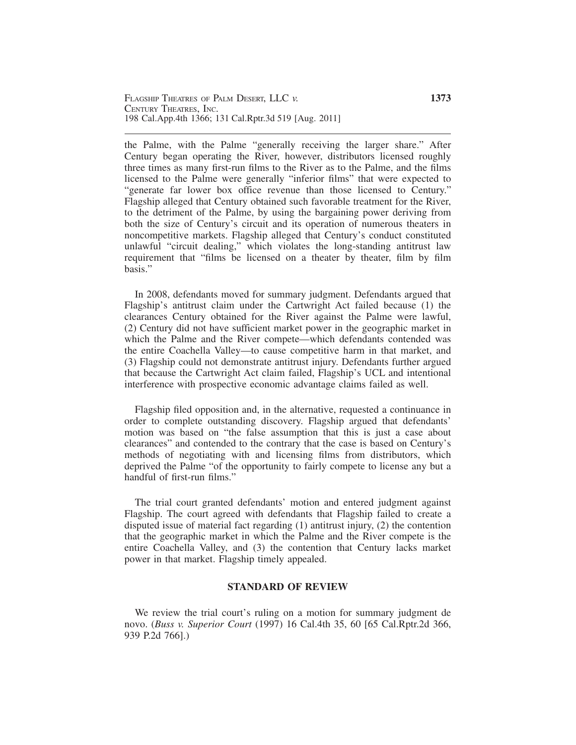the Palme, with the Palme "generally receiving the larger share." After Century began operating the River, however, distributors licensed roughly three times as many first-run films to the River as to the Palme, and the films licensed to the Palme were generally "inferior films" that were expected to "generate far lower box office revenue than those licensed to Century." Flagship alleged that Century obtained such favorable treatment for the River, to the detriment of the Palme, by using the bargaining power deriving from both the size of Century's circuit and its operation of numerous theaters in noncompetitive markets. Flagship alleged that Century's conduct constituted unlawful "circuit dealing," which violates the long-standing antitrust law requirement that "films be licensed on a theater by theater, film by film basis."

In 2008, defendants moved for summary judgment. Defendants argued that Flagship's antitrust claim under the Cartwright Act failed because (1) the clearances Century obtained for the River against the Palme were lawful, (2) Century did not have sufficient market power in the geographic market in which the Palme and the River compete—which defendants contended was the entire Coachella Valley—to cause competitive harm in that market, and (3) Flagship could not demonstrate antitrust injury. Defendants further argued that because the Cartwright Act claim failed, Flagship's UCL and intentional interference with prospective economic advantage claims failed as well.

Flagship filed opposition and, in the alternative, requested a continuance in order to complete outstanding discovery. Flagship argued that defendants' motion was based on "the false assumption that this is just a case about clearances" and contended to the contrary that the case is based on Century's methods of negotiating with and licensing films from distributors, which deprived the Palme "of the opportunity to fairly compete to license any but a handful of first-run films."

The trial court granted defendants' motion and entered judgment against Flagship. The court agreed with defendants that Flagship failed to create a disputed issue of material fact regarding (1) antitrust injury, (2) the contention that the geographic market in which the Palme and the River compete is the entire Coachella Valley, and (3) the contention that Century lacks market power in that market. Flagship timely appealed.

## STANDARD OF REVIEW

We review the trial court's ruling on a motion for summary judgment de novo. (*Buss v. Superior Court* (1997) 16 Cal.4th 35, 60 [65 Cal.Rptr.2d 366, 939 P.2d 766].)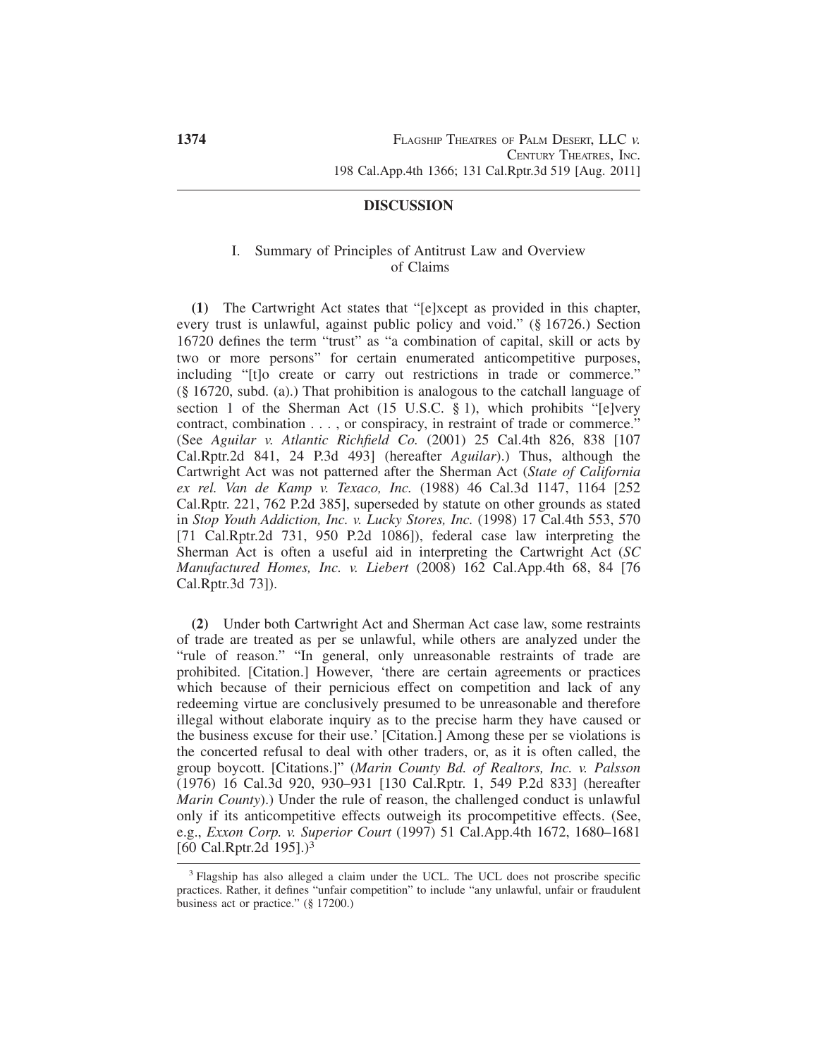## DISCUSSION

### I. Summary of Principles of Antitrust Law and Overview of Claims

**(1)** The Cartwright Act states that "[e]xcept as provided in this chapter, every trust is unlawful, against public policy and void." (§ 16726.) Section 16720 defines the term "trust" as "a combination of capital, skill or acts by two or more persons" for certain enumerated anticompetitive purposes, including "[t]o create or carry out restrictions in trade or commerce." (§ 16720, subd. (a).) That prohibition is analogous to the catchall language of section 1 of the Sherman Act (15 U.S.C. § 1), which prohibits "[e]very contract, combination . . . , or conspiracy, in restraint of trade or commerce." (See *Aguilar v. Atlantic Richfield Co.* (2001) 25 Cal.4th 826, 838 [107 Cal.Rptr.2d 841, 24 P.3d 493] (hereafter *Aguilar*).) Thus, although the Cartwright Act was not patterned after the Sherman Act (*State of California ex rel. Van de Kamp v. Texaco, Inc.* (1988) 46 Cal.3d 1147, 1164 [252 Cal.Rptr. 221, 762 P.2d 385], superseded by statute on other grounds as stated in *Stop Youth Addiction, Inc. v. Lucky Stores, Inc.* (1998) 17 Cal.4th 553, 570 [71 Cal.Rptr.2d 731, 950 P.2d 1086]), federal case law interpreting the Sherman Act is often a useful aid in interpreting the Cartwright Act (*SC Manufactured Homes, Inc. v. Liebert* (2008) 162 Cal.App.4th 68, 84 [76 Cal.Rptr.3d 73]).

**(2)** Under both Cartwright Act and Sherman Act case law, some restraints of trade are treated as per se unlawful, while others are analyzed under the "rule of reason." "In general, only unreasonable restraints of trade are prohibited. [Citation.] However, 'there are certain agreements or practices which because of their pernicious effect on competition and lack of any redeeming virtue are conclusively presumed to be unreasonable and therefore illegal without elaborate inquiry as to the precise harm they have caused or the business excuse for their use.' [Citation.] Among these per se violations is the concerted refusal to deal with other traders, or, as it is often called, the group boycott. [Citations.]" (*Marin County Bd. of Realtors, Inc. v. Palsson* (1976) 16 Cal.3d 920, 930–931 [130 Cal.Rptr. 1, 549 P.2d 833] (hereafter *Marin County*).) Under the rule of reason, the challenged conduct is unlawful only if its anticompetitive effects outweigh its procompetitive effects. (See, e.g., *Exxon Corp. v. Superior Court* (1997) 51 Cal.App.4th 1672, 1680–1681 [60 Cal.Rptr.2d 195].)[3]

---

[3] Flagship has also alleged a claim under the UCL. The UCL does not proscribe specific practices. Rather, it defines "unfair competition" to include "any unlawful, unfair or fraudulent business act or practice." (§ 17200.)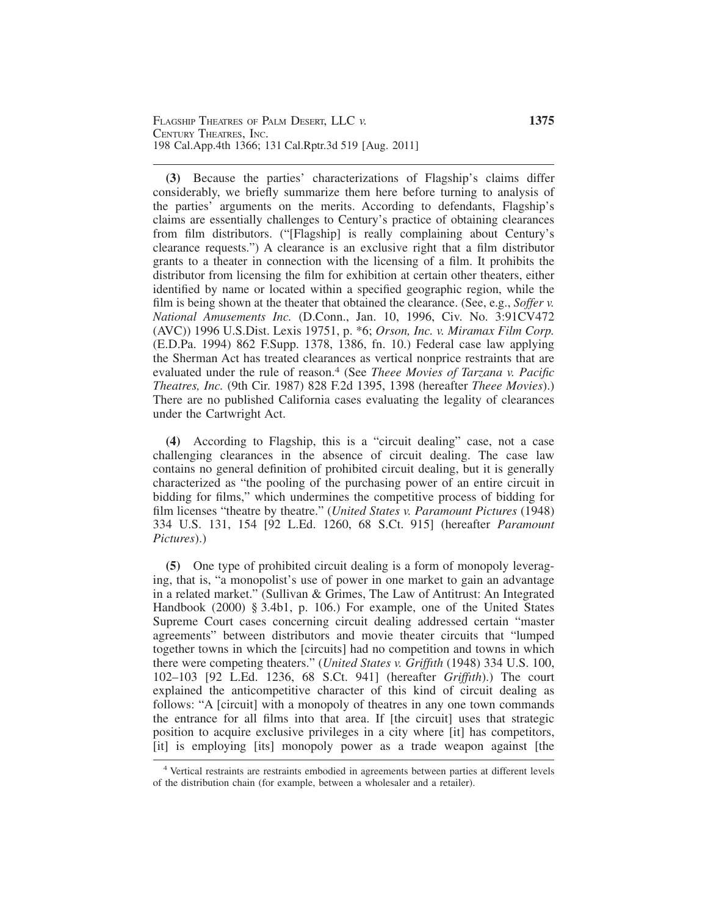**(3)** Because the parties' characterizations of Flagship's claims differ considerably, we briefly summarize them here before turning to analysis of the parties' arguments on the merits. According to defendants, Flagship's claims are essentially challenges to Century's practice of obtaining clearances from film distributors. ("[Flagship] is really complaining about Century's clearance requests.") A clearance is an exclusive right that a film distributor grants to a theater in connection with the licensing of a film. It prohibits the distributor from licensing the film for exhibition at certain other theaters, either identified by name or located within a specified geographic region, while the film is being shown at the theater that obtained the clearance. (See, e.g., *Soffer v. National Amusements Inc.* (D.Conn., Jan. 10, 1996, Civ. No. 3:91CV472 (AVC)) 1996 U.S.Dist. Lexis 19751, p. *6; *Orson, Inc. v. Miramax Film Corp.* (E.D.Pa. 1994) 862 F.Supp. 1378, 1386, fn. 10.) Federal case law applying the Sherman Act has treated clearances as vertical nonprice restraints that are evaluated under the rule of reason.[4] (See *Theee Movies of Tarzana v. Pacific Theatres, Inc.* (9th Cir. 1987) 828 F.2d 1395, 1398 (hereafter *Theee Movies*).) There are no published California cases evaluating the legality of clearances under the Cartwright Act.

**(4)** According to Flagship, this is a "circuit dealing" case, not a case challenging clearances in the absence of circuit dealing. The case law contains no general definition of prohibited circuit dealing, but it is generally characterized as "the pooling of the purchasing power of an entire circuit in bidding for films," which undermines the competitive process of bidding for film licenses "theatre by theatre." (*United States v. Paramount Pictures* (1948) 334 U.S. 131, 154 [92 L.Ed. 1260, 68 S.Ct. 915] (hereafter *Paramount Pictures*).)

**(5)** One type of prohibited circuit dealing is a form of monopoly leveraging, that is, "a monopolist's use of power in one market to gain an advantage in a related market." (Sullivan & Grimes, The Law of Antitrust: An Integrated Handbook (2000) § 3.4b1, p. 106.) For example, one of the United States Supreme Court cases concerning circuit dealing addressed certain "master agreements" between distributors and movie theater circuits that "lumped together towns in which the [circuits] had no competition and towns in which there were competing theaters." (*United States v. Griffith* (1948) 334 U.S. 100, 102–103 [92 L.Ed. 1236, 68 S.Ct. 941] (hereafter *Griffith*).) The court explained the anticompetitive character of this kind of circuit dealing as follows: "A [circuit] with a monopoly of theatres in any one town commands the entrance for all films into that area. If [the circuit] uses that strategic position to acquire exclusive privileges in a city where [it] has competitors, [it] is employing [its] monopoly power as a trade weapon against [the

---

[4] Vertical restraints are restraints embodied in agreements between parties at different levels of the distribution chain (for example, between a wholesaler and a retailer).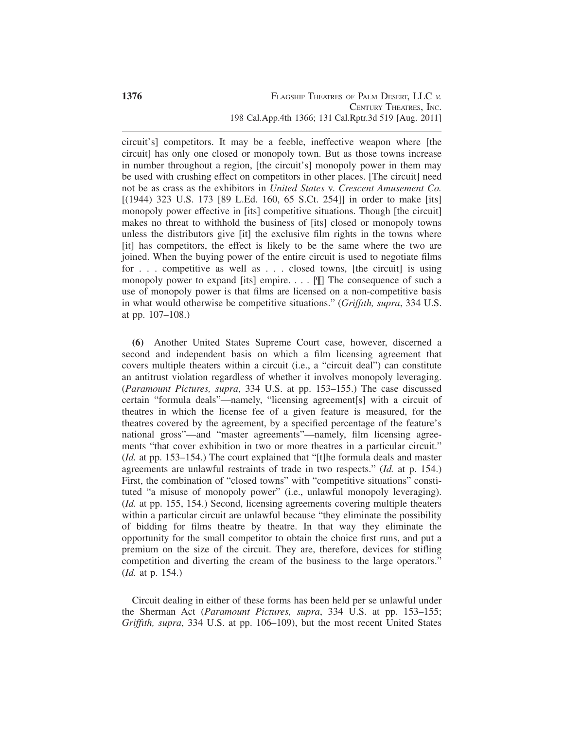circuit's] competitors. It may be a feeble, ineffective weapon where [the circuit] has only one closed or monopoly town. But as those towns increase in number throughout a region, [the circuit's] monopoly power in them may be used with crushing effect on competitors in other places. [The circuit] need not be as crass as the exhibitors in *United States* v. *Crescent Amusement Co.* [(1944) 323 U.S. 173 [89 L.Ed. 160, 65 S.Ct. 254]] in order to make [its] monopoly power effective in [its] competitive situations. Though [the circuit] makes no threat to withhold the business of [its] closed or monopoly towns unless the distributors give [it] the exclusive film rights in the towns where [it] has competitors, the effect is likely to be the same where the two are joined. When the buying power of the entire circuit is used to negotiate films for . . . competitive as well as . . . closed towns, [the circuit] is using monopoly power to expand [its] empire. . . . [¶] The consequence of such a use of monopoly power is that films are licensed on a non-competitive basis in what would otherwise be competitive situations." (*Griffith, supra*, 334 U.S. at pp. 107–108.)

**(6)** Another United States Supreme Court case, however, discerned a second and independent basis on which a film licensing agreement that covers multiple theaters within a circuit (i.e., a "circuit deal") can constitute an antitrust violation regardless of whether it involves monopoly leveraging. (*Paramount Pictures, supra*, 334 U.S. at pp. 153–155.) The case discussed certain "formula deals"—namely, "licensing agreement[s] with a circuit of theatres in which the license fee of a given feature is measured, for the theatres covered by the agreement, by a specified percentage of the feature's national gross"—and "master agreements"—namely, film licensing agreements "that cover exhibition in two or more theatres in a particular circuit." (*Id.* at pp. 153–154.) The court explained that "[t]he formula deals and master agreements are unlawful restraints of trade in two respects." (*Id.* at p. 154.) First, the combination of "closed towns" with "competitive situations" constituted "a misuse of monopoly power" (i.e., unlawful monopoly leveraging). (*Id.* at pp. 155, 154.) Second, licensing agreements covering multiple theaters within a particular circuit are unlawful because "they eliminate the possibility of bidding for films theatre by theatre. In that way they eliminate the opportunity for the small competitor to obtain the choice first runs, and put a premium on the size of the circuit. They are, therefore, devices for stifling competition and diverting the cream of the business to the large operators." (*Id.* at p. 154.)

Circuit dealing in either of these forms has been held per se unlawful under the Sherman Act (*Paramount Pictures, supra*, 334 U.S. at pp. 153–155; *Griffith, supra*, 334 U.S. at pp. 106–109), but the most recent United States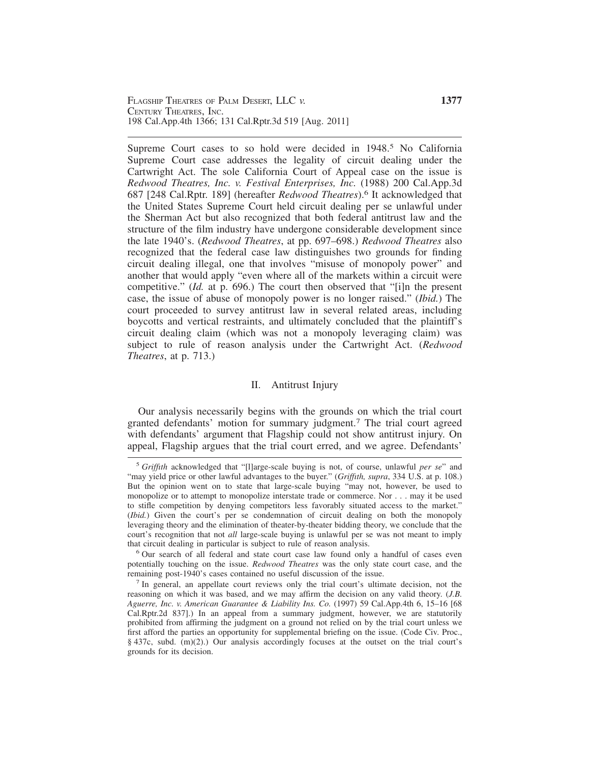Supreme Court cases to so hold were decided in 1948.[5] No California Supreme Court case addresses the legality of circuit dealing under the Cartwright Act. The sole California Court of Appeal case on the issue is *Redwood Theatres, Inc. v. Festival Enterprises, Inc.* (1988) 200 Cal.App.3d 687 [248 Cal.Rptr. 189] (hereafter *Redwood Theatres*).[6] It acknowledged that the United States Supreme Court held circuit dealing per se unlawful under the Sherman Act but also recognized that both federal antitrust law and the structure of the film industry have undergone considerable development since the late 1940's. (*Redwood Theatres*, at pp. 697–698.) *Redwood Theatres* also recognized that the federal case law distinguishes two grounds for finding circuit dealing illegal, one that involves "misuse of monopoly power" and another that would apply "even where all of the markets within a circuit were competitive." (*Id.* at p. 696.) The court then observed that "[i]n the present case, the issue of abuse of monopoly power is no longer raised." (*Ibid.*) The court proceeded to survey antitrust law in several related areas, including boycotts and vertical restraints, and ultimately concluded that the plaintiff's circuit dealing claim (which was not a monopoly leveraging claim) was subject to rule of reason analysis under the Cartwright Act. (*Redwood Theatres*, at p. 713.)

## II. Antitrust Injury

Our analysis necessarily begins with the grounds on which the trial court granted defendants' motion for summary judgment.[7] The trial court agreed with defendants' argument that Flagship could not show antitrust injury. On appeal, Flagship argues that the trial court erred, and we agree. Defendants'

---

[5] *Griffith* acknowledged that "[l]arge-scale buying is not, of course, unlawful *per se*" and "may yield price or other lawful advantages to the buyer." (*Griffith, supra*, 334 U.S. at p. 108.) But the opinion went on to state that large-scale buying "may not, however, be used to monopolize or to attempt to monopolize interstate trade or commerce. Nor . . . may it be used to stifle competition by denying competitors less favorably situated access to the market." (*Ibid.*) Given the court's per se condemnation of circuit dealing on both the monopoly leveraging theory and the elimination of theater-by-theater bidding theory, we conclude that the court's recognition that not *all* large-scale buying is unlawful per se was not meant to imply that circuit dealing in particular is subject to rule of reason analysis.

[6] Our search of all federal and state court case law found only a handful of cases even potentially touching on the issue. *Redwood Theatres* was the only state court case, and the remaining post-1940's cases contained no useful discussion of the issue.

[7] In general, an appellate court reviews only the trial court's ultimate decision, not the reasoning on which it was based, and we may affirm the decision on any valid theory. (*J.B. Aguerre, Inc. v. American Guarantee & Liability Ins. Co.* (1997) 59 Cal.App.4th 6, 15–16 [68 Cal.Rptr.2d 837].) In an appeal from a summary judgment, however, we are statutorily prohibited from affirming the judgment on a ground not relied on by the trial court unless we first afford the parties an opportunity for supplemental briefing on the issue. (Code Civ. Proc., § 437c, subd. (m)(2).) Our analysis accordingly focuses at the outset on the trial court's grounds for its decision.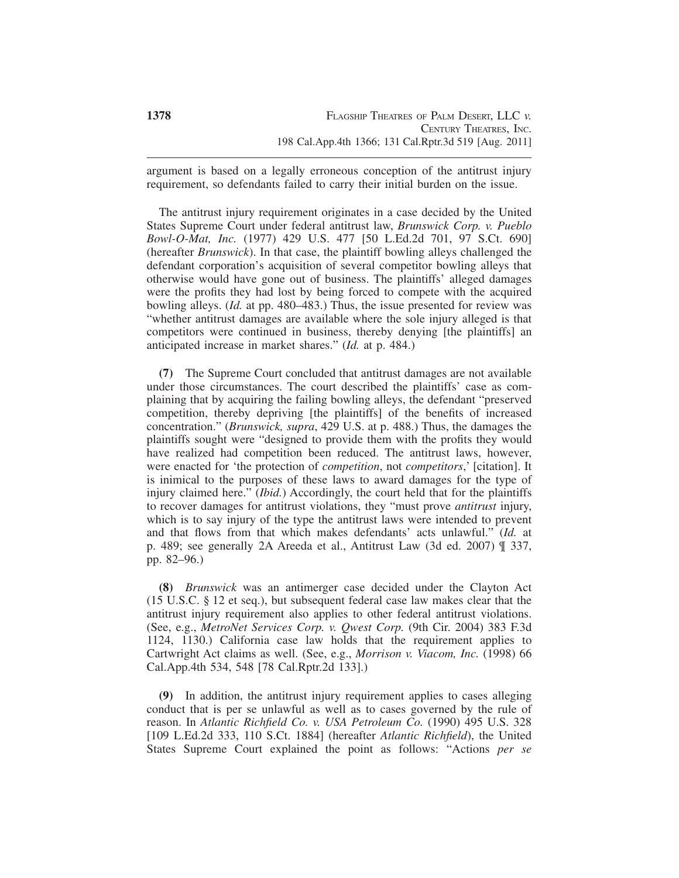argument is based on a legally erroneous conception of the antitrust injury requirement, so defendants failed to carry their initial burden on the issue.

The antitrust injury requirement originates in a case decided by the United States Supreme Court under federal antitrust law, *Brunswick Corp. v. Pueblo Bowl-O-Mat, Inc.* (1977) 429 U.S. 477 [50 L.Ed.2d 701, 97 S.Ct. 690] (hereafter *Brunswick*). In that case, the plaintiff bowling alleys challenged the defendant corporation's acquisition of several competitor bowling alleys that otherwise would have gone out of business. The plaintiffs' alleged damages were the profits they had lost by being forced to compete with the acquired bowling alleys. (*Id.* at pp. 480–483.) Thus, the issue presented for review was "whether antitrust damages are available where the sole injury alleged is that competitors were continued in business, thereby denying [the plaintiffs] an anticipated increase in market shares." (*Id.* at p. 484.)

**(7)** The Supreme Court concluded that antitrust damages are not available under those circumstances. The court described the plaintiffs' case as complaining that by acquiring the failing bowling alleys, the defendant "preserved competition, thereby depriving [the plaintiffs] of the benefits of increased concentration." (*Brunswick, supra*, 429 U.S. at p. 488.) Thus, the damages the plaintiffs sought were "designed to provide them with the profits they would have realized had competition been reduced. The antitrust laws, however, were enacted for 'the protection of *competition*, not *competitors*,' [citation]. It is inimical to the purposes of these laws to award damages for the type of injury claimed here." (*Ibid.*) Accordingly, the court held that for the plaintiffs to recover damages for antitrust violations, they "must prove *antitrust* injury, which is to say injury of the type the antitrust laws were intended to prevent and that flows from that which makes defendants' acts unlawful." (*Id.* at p. 489; see generally 2A Areeda et al., Antitrust Law (3d ed. 2007) ¶ 337, pp. 82–96.)

**(8)** *Brunswick* was an antimerger case decided under the Clayton Act (15 U.S.C. § 12 et seq.), but subsequent federal case law makes clear that the antitrust injury requirement also applies to other federal antitrust violations. (See, e.g., *MetroNet Services Corp. v. Qwest Corp.* (9th Cir. 2004) 383 F.3d 1124, 1130.) California case law holds that the requirement applies to Cartwright Act claims as well. (See, e.g., *Morrison v. Viacom, Inc.* (1998) 66 Cal.App.4th 534, 548 [78 Cal.Rptr.2d 133].)

**(9)** In addition, the antitrust injury requirement applies to cases alleging conduct that is per se unlawful as well as to cases governed by the rule of reason. In *Atlantic Richfield Co. v. USA Petroleum Co.* (1990) 495 U.S. 328 [109 L.Ed.2d 333, 110 S.Ct. 1884] (hereafter *Atlantic Richfield*), the United States Supreme Court explained the point as follows: "Actions *per se*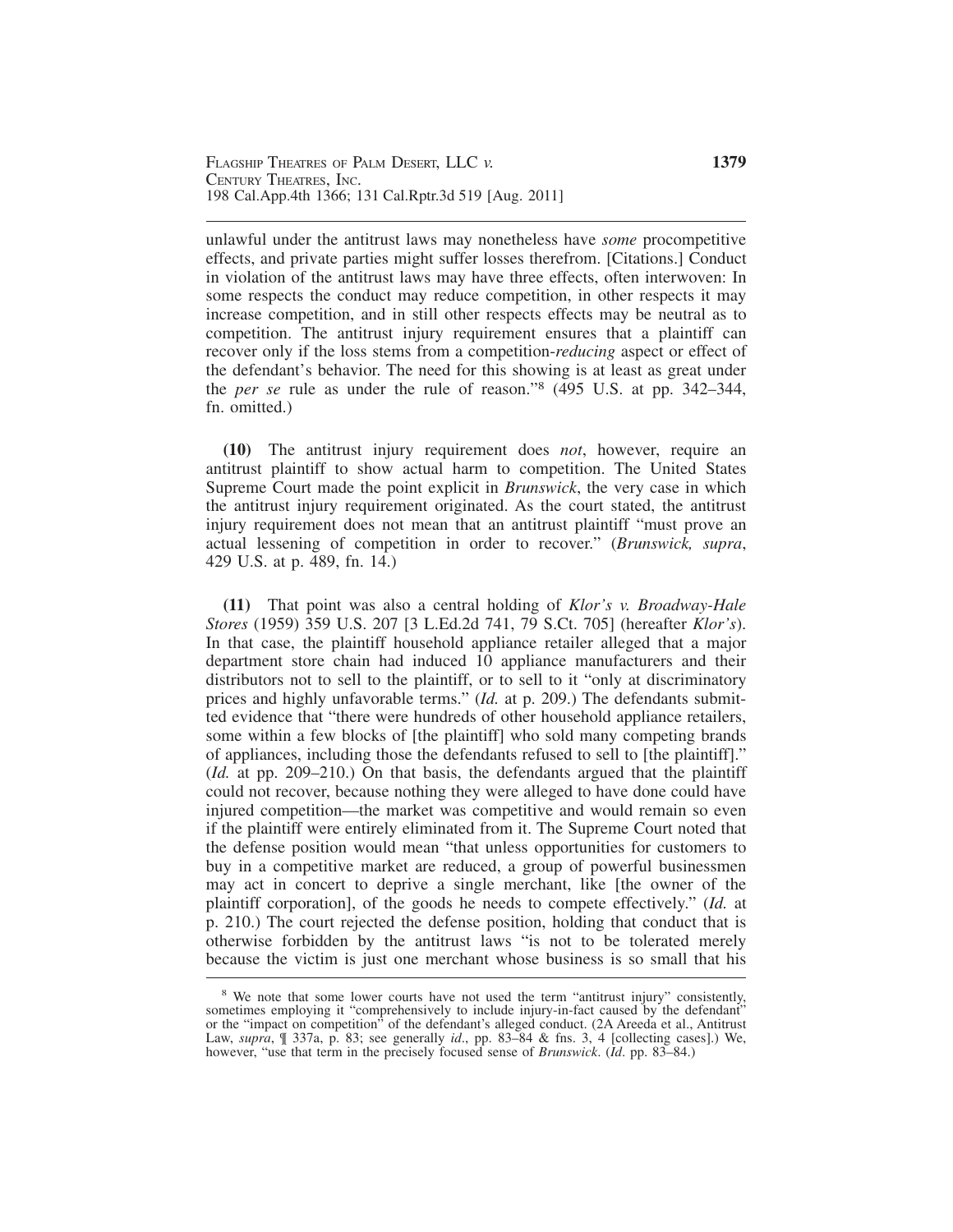unlawful under the antitrust laws may nonetheless have *some* procompetitive effects, and private parties might suffer losses therefrom. [Citations.] Conduct in violation of the antitrust laws may have three effects, often interwoven: In some respects the conduct may reduce competition, in other respects it may increase competition, and in still other respects effects may be neutral as to competition. The antitrust injury requirement ensures that a plaintiff can recover only if the loss stems from a competition-*reducing* aspect or effect of the defendant's behavior. The need for this showing is at least as great under the *per se* rule as under the rule of reason."[8] (495 U.S. at pp. 342–344, fn. omitted.)

**(10)** The antitrust injury requirement does *not*, however, require an antitrust plaintiff to show actual harm to competition. The United States Supreme Court made the point explicit in *Brunswick*, the very case in which the antitrust injury requirement originated. As the court stated, the antitrust injury requirement does not mean that an antitrust plaintiff "must prove an actual lessening of competition in order to recover." (*Brunswick, supra*, 429 U.S. at p. 489, fn. 14.)

**(11)** That point was also a central holding of *Klor's v. Broadway-Hale Stores* (1959) 359 U.S. 207 [3 L.Ed.2d 741, 79 S.Ct. 705] (hereafter *Klor's*). In that case, the plaintiff household appliance retailer alleged that a major department store chain had induced 10 appliance manufacturers and their distributors not to sell to the plaintiff, or to sell to it "only at discriminatory prices and highly unfavorable terms." (*Id.* at p. 209.) The defendants submitted evidence that "there were hundreds of other household appliance retailers, some within a few blocks of [the plaintiff] who sold many competing brands of appliances, including those the defendants refused to sell to [the plaintiff]." (*Id.* at pp. 209–210.) On that basis, the defendants argued that the plaintiff could not recover, because nothing they were alleged to have done could have injured competition—the market was competitive and would remain so even if the plaintiff were entirely eliminated from it. The Supreme Court noted that the defense position would mean "that unless opportunities for customers to buy in a competitive market are reduced, a group of powerful businessmen may act in concert to deprive a single merchant, like [the owner of the plaintiff corporation], of the goods he needs to compete effectively." (*Id.* at p. 210.) The court rejected the defense position, holding that conduct that is otherwise forbidden by the antitrust laws "is not to be tolerated merely because the victim is just one merchant whose business is so small that his

---

[8] We note that some lower courts have not used the term "antitrust injury" consistently, sometimes employing it "comprehensively to include injury-in-fact caused by the defendant" or the "impact on competition" of the defendant's alleged conduct. (2A Areeda et al., Antitrust Law, *supra*, ¶ 337a, p. 83; see generally *id*., pp. 83–84 & fns. 3, 4 [collecting cases].) We, however, "use that term in the precisely focused sense of *Brunswick*. (*Id*. pp. 83–84.)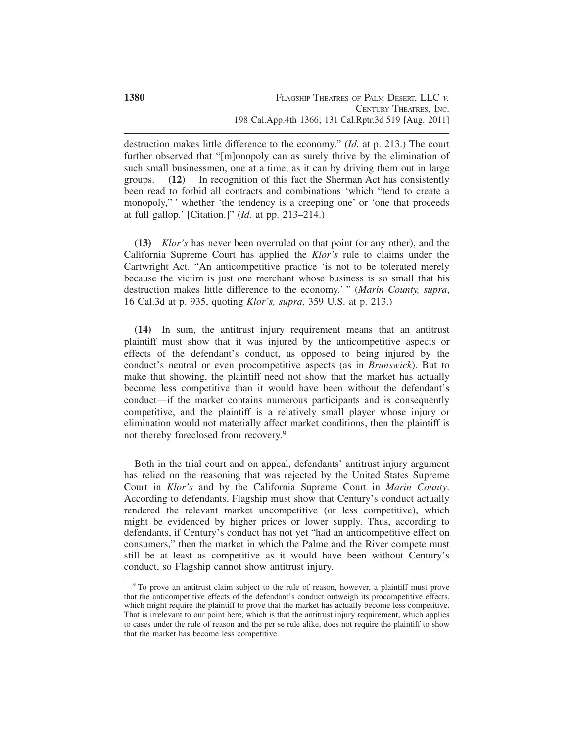destruction makes little difference to the economy." (*Id.* at p. 213.) The court further observed that "[m]onopoly can as surely thrive by the elimination of such small businessmen, one at a time, as it can by driving them out in large groups. **(12)** In recognition of this fact the Sherman Act has consistently been read to forbid all contracts and combinations 'which "tend to create a monopoly," ' whether 'the tendency is a creeping one' or 'one that proceeds at full gallop.' [Citation.]" (*Id.* at pp. 213–214.)

**(13)** *Klor's* has never been overruled on that point (or any other), and the California Supreme Court has applied the *Klor's* rule to claims under the Cartwright Act. "An anticompetitive practice 'is not to be tolerated merely because the victim is just one merchant whose business is so small that his destruction makes little difference to the economy.' " (*Marin County, supra*, 16 Cal.3d at p. 935, quoting *Klor's, supra*, 359 U.S. at p. 213.)

**(14)** In sum, the antitrust injury requirement means that an antitrust plaintiff must show that it was injured by the anticompetitive aspects or effects of the defendant's conduct, as opposed to being injured by the conduct's neutral or even procompetitive aspects (as in *Brunswick*). But to make that showing, the plaintiff need not show that the market has actually become less competitive than it would have been without the defendant's conduct—if the market contains numerous participants and is consequently competitive, and the plaintiff is a relatively small player whose injury or elimination would not materially affect market conditions, then the plaintiff is not thereby foreclosed from recovery.[9]

Both in the trial court and on appeal, defendants' antitrust injury argument has relied on the reasoning that was rejected by the United States Supreme Court in *Klor's* and by the California Supreme Court in *Marin County*. According to defendants, Flagship must show that Century's conduct actually rendered the relevant market uncompetitive (or less competitive), which might be evidenced by higher prices or lower supply. Thus, according to defendants, if Century's conduct has not yet "had an anticompetitive effect on consumers," then the market in which the Palme and the River compete must still be at least as competitive as it would have been without Century's conduct, so Flagship cannot show antitrust injury.

---

[9] To prove an antitrust claim subject to the rule of reason, however, a plaintiff must prove that the anticompetitive effects of the defendant's conduct outweigh its procompetitive effects, which might require the plaintiff to prove that the market has actually become less competitive. That is irrelevant to our point here, which is that the antitrust injury requirement, which applies to cases under the rule of reason and the per se rule alike, does not require the plaintiff to show that the market has become less competitive.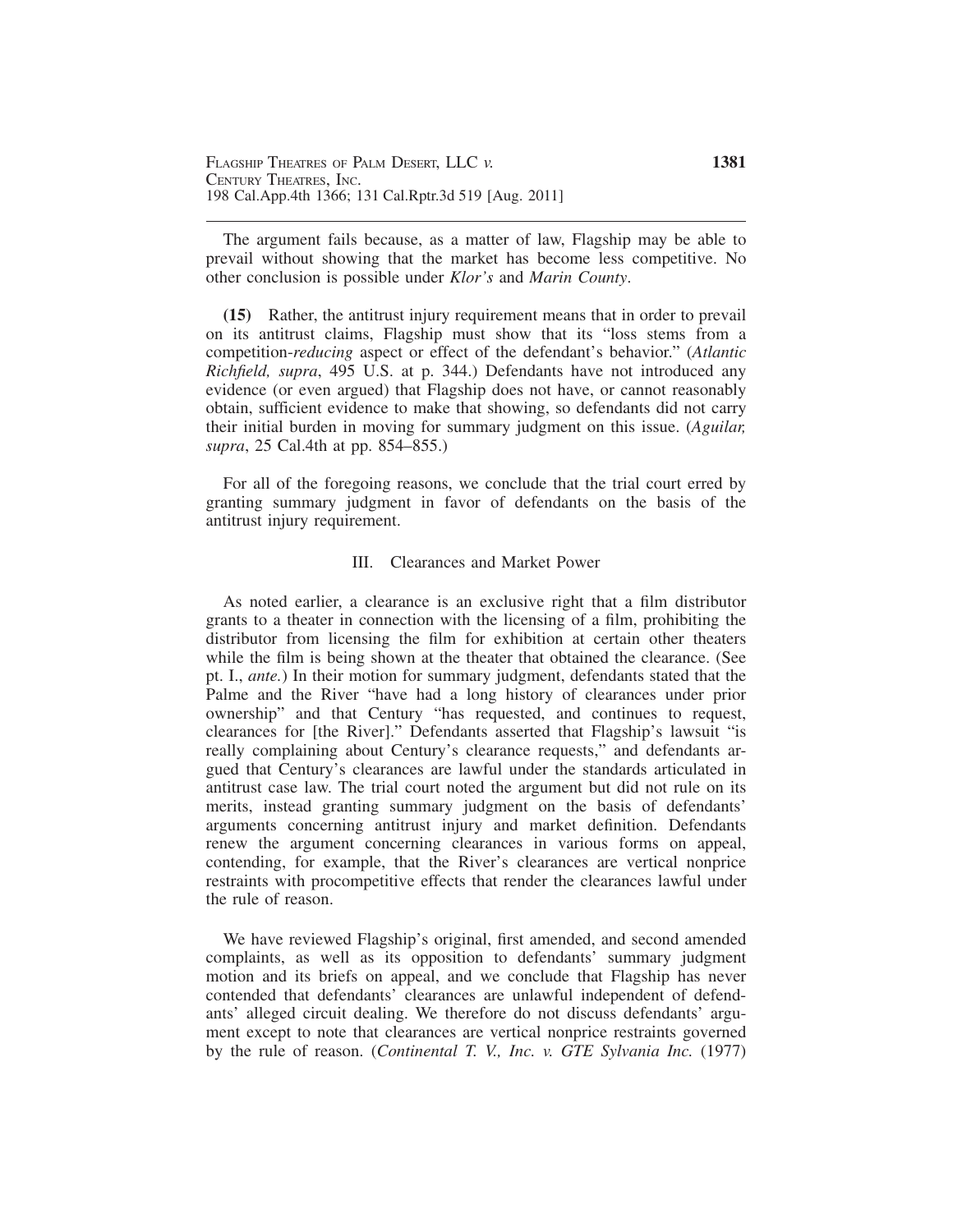The argument fails because, as a matter of law, Flagship may be able to prevail without showing that the market has become less competitive. No other conclusion is possible under *Klor's* and *Marin County*.

**(15)** Rather, the antitrust injury requirement means that in order to prevail on its antitrust claims, Flagship must show that its "loss stems from a competition-*reducing* aspect or effect of the defendant's behavior." (*Atlantic Richfield, supra*, 495 U.S. at p. 344.) Defendants have not introduced any evidence (or even argued) that Flagship does not have, or cannot reasonably obtain, sufficient evidence to make that showing, so defendants did not carry their initial burden in moving for summary judgment on this issue. (*Aguilar, supra*, 25 Cal.4th at pp. 854–855.)

For all of the foregoing reasons, we conclude that the trial court erred by granting summary judgment in favor of defendants on the basis of the antitrust injury requirement.

## III. Clearances and Market Power

As noted earlier, a clearance is an exclusive right that a film distributor grants to a theater in connection with the licensing of a film, prohibiting the distributor from licensing the film for exhibition at certain other theaters while the film is being shown at the theater that obtained the clearance. (See pt. I., *ante.*) In their motion for summary judgment, defendants stated that the Palme and the River "have had a long history of clearances under prior ownership" and that Century "has requested, and continues to request, clearances for [the River]." Defendants asserted that Flagship's lawsuit "is really complaining about Century's clearance requests," and defendants argued that Century's clearances are lawful under the standards articulated in antitrust case law. The trial court noted the argument but did not rule on its merits, instead granting summary judgment on the basis of defendants' arguments concerning antitrust injury and market definition. Defendants renew the argument concerning clearances in various forms on appeal, contending, for example, that the River's clearances are vertical nonprice restraints with procompetitive effects that render the clearances lawful under the rule of reason.

We have reviewed Flagship's original, first amended, and second amended complaints, as well as its opposition to defendants' summary judgment motion and its briefs on appeal, and we conclude that Flagship has never contended that defendants' clearances are unlawful independent of defendants' alleged circuit dealing. We therefore do not discuss defendants' argument except to note that clearances are vertical nonprice restraints governed by the rule of reason. (*Continental T. V., Inc. v. GTE Sylvania Inc.* (1977)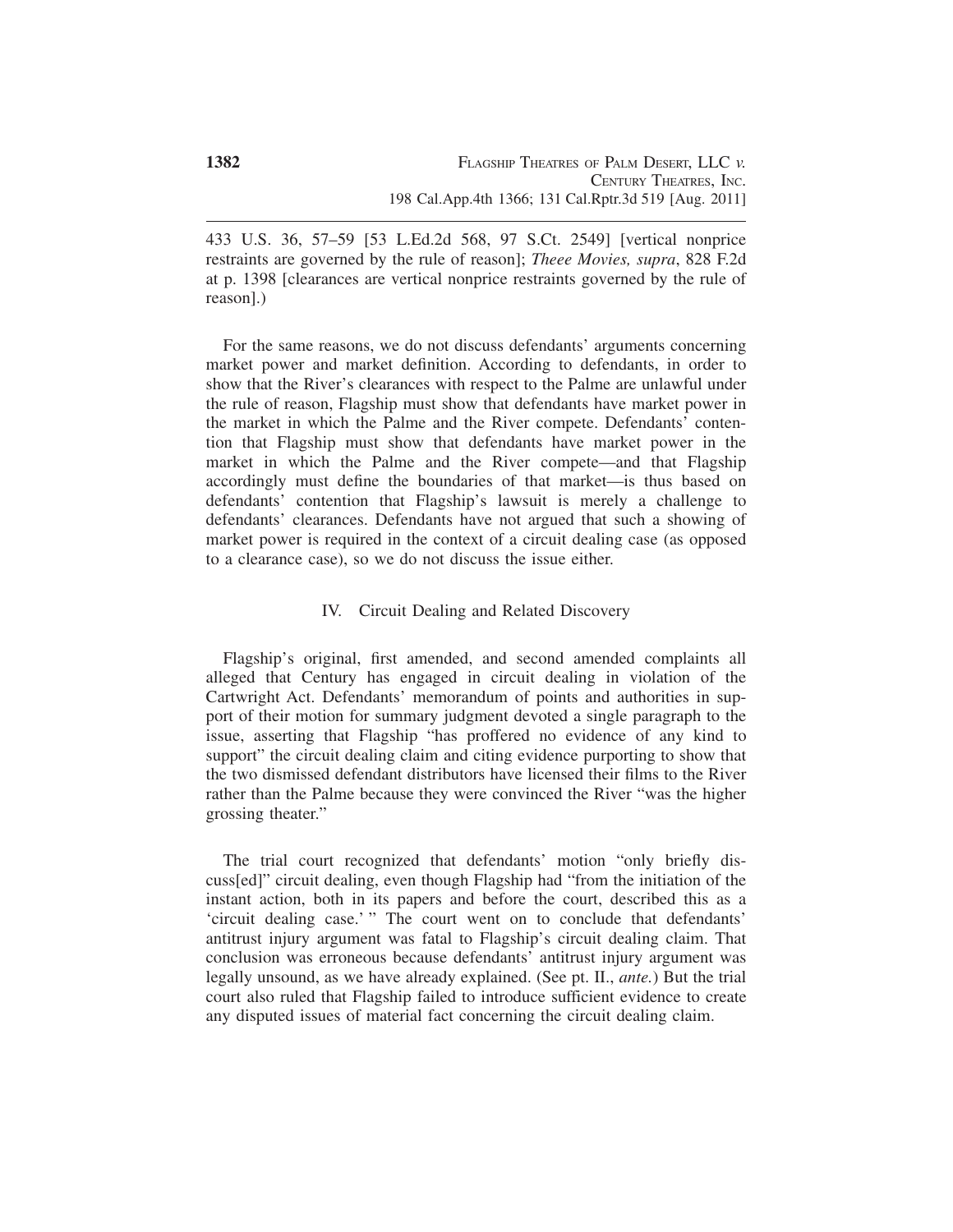433 U.S. 36, 57–59 [53 L.Ed.2d 568, 97 S.Ct. 2549] [vertical nonprice restraints are governed by the rule of reason]; *Theee Movies, supra*, 828 F.2d at p. 1398 [clearances are vertical nonprice restraints governed by the rule of reason].)

For the same reasons, we do not discuss defendants' arguments concerning market power and market definition. According to defendants, in order to show that the River's clearances with respect to the Palme are unlawful under the rule of reason, Flagship must show that defendants have market power in the market in which the Palme and the River compete. Defendants' contention that Flagship must show that defendants have market power in the market in which the Palme and the River compete—and that Flagship accordingly must define the boundaries of that market—is thus based on defendants' contention that Flagship's lawsuit is merely a challenge to defendants' clearances. Defendants have not argued that such a showing of market power is required in the context of a circuit dealing case (as opposed to a clearance case), so we do not discuss the issue either.

## IV. Circuit Dealing and Related Discovery

Flagship's original, first amended, and second amended complaints all alleged that Century has engaged in circuit dealing in violation of the Cartwright Act. Defendants' memorandum of points and authorities in support of their motion for summary judgment devoted a single paragraph to the issue, asserting that Flagship "has proffered no evidence of any kind to support" the circuit dealing claim and citing evidence purporting to show that the two dismissed defendant distributors have licensed their films to the River rather than the Palme because they were convinced the River "was the higher grossing theater."

The trial court recognized that defendants' motion "only briefly discuss[ed]" circuit dealing, even though Flagship had "from the initiation of the instant action, both in its papers and before the court, described this as a 'circuit dealing case.' " The court went on to conclude that defendants' antitrust injury argument was fatal to Flagship's circuit dealing claim. That conclusion was erroneous because defendants' antitrust injury argument was legally unsound, as we have already explained. (See pt. II., *ante.*) But the trial court also ruled that Flagship failed to introduce sufficient evidence to create any disputed issues of material fact concerning the circuit dealing claim.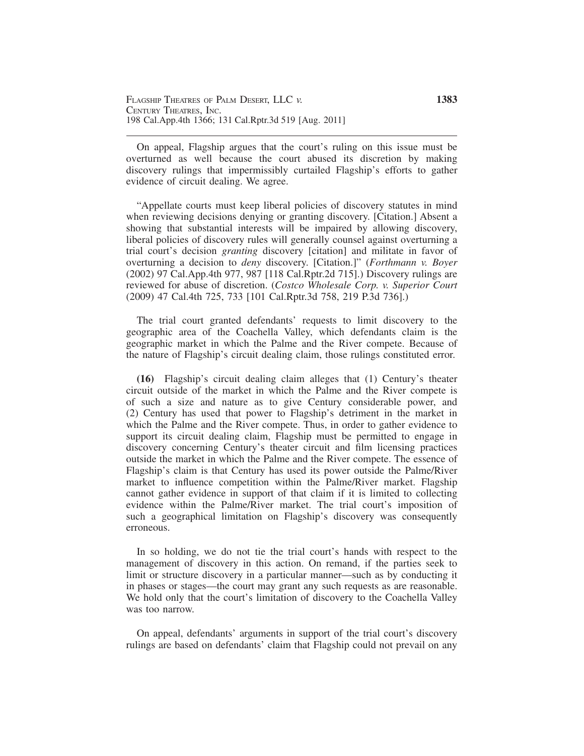On appeal, Flagship argues that the court's ruling on this issue must be overturned as well because the court abused its discretion by making discovery rulings that impermissibly curtailed Flagship's efforts to gather evidence of circuit dealing. We agree.

"Appellate courts must keep liberal policies of discovery statutes in mind when reviewing decisions denying or granting discovery. [Citation.] Absent a showing that substantial interests will be impaired by allowing discovery, liberal policies of discovery rules will generally counsel against overturning a trial court's decision *granting* discovery [citation] and militate in favor of overturning a decision to *deny* discovery. [Citation.]" (*Forthmann v. Boyer* (2002) 97 Cal.App.4th 977, 987 [118 Cal.Rptr.2d 715].) Discovery rulings are reviewed for abuse of discretion. (*Costco Wholesale Corp. v. Superior Court* (2009) 47 Cal.4th 725, 733 [101 Cal.Rptr.3d 758, 219 P.3d 736].)

The trial court granted defendants' requests to limit discovery to the geographic area of the Coachella Valley, which defendants claim is the geographic market in which the Palme and the River compete. Because of the nature of Flagship's circuit dealing claim, those rulings constituted error.

**(16)** Flagship's circuit dealing claim alleges that (1) Century's theater circuit outside of the market in which the Palme and the River compete is of such a size and nature as to give Century considerable power, and (2) Century has used that power to Flagship's detriment in the market in which the Palme and the River compete. Thus, in order to gather evidence to support its circuit dealing claim, Flagship must be permitted to engage in discovery concerning Century's theater circuit and film licensing practices outside the market in which the Palme and the River compete. The essence of Flagship's claim is that Century has used its power outside the Palme/River market to influence competition within the Palme/River market. Flagship cannot gather evidence in support of that claim if it is limited to collecting evidence within the Palme/River market. The trial court's imposition of such a geographical limitation on Flagship's discovery was consequently erroneous.

In so holding, we do not tie the trial court's hands with respect to the management of discovery in this action. On remand, if the parties seek to limit or structure discovery in a particular manner—such as by conducting it in phases or stages—the court may grant any such requests as are reasonable. We hold only that the court's limitation of discovery to the Coachella Valley was too narrow.

On appeal, defendants' arguments in support of the trial court's discovery rulings are based on defendants' claim that Flagship could not prevail on any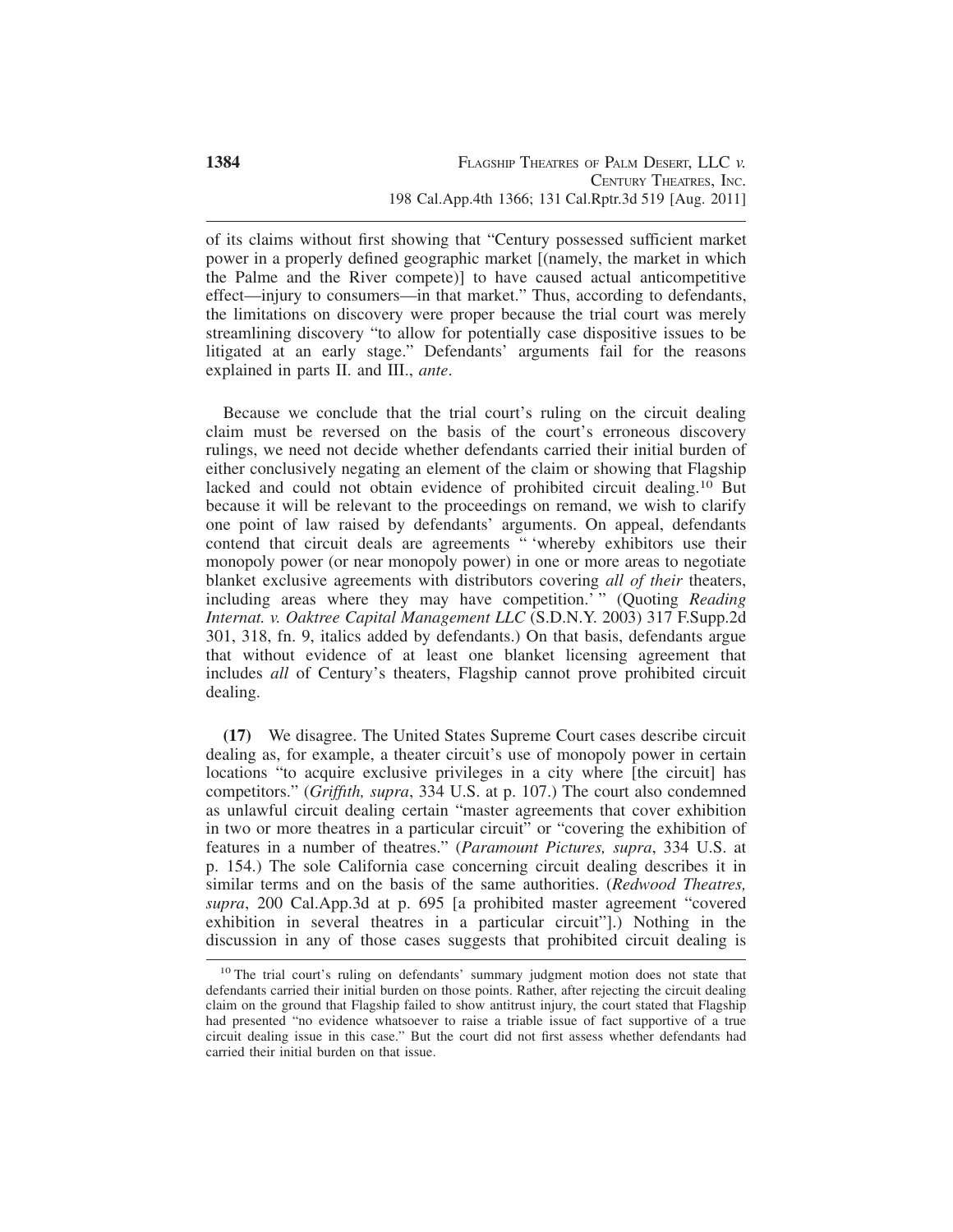of its claims without first showing that "Century possessed sufficient market power in a properly defined geographic market [(namely, the market in which the Palme and the River compete)] to have caused actual anticompetitive effect—injury to consumers—in that market." Thus, according to defendants, the limitations on discovery were proper because the trial court was merely streamlining discovery "to allow for potentially case dispositive issues to be litigated at an early stage." Defendants' arguments fail for the reasons explained in parts II. and III., *ante*.

Because we conclude that the trial court's ruling on the circuit dealing claim must be reversed on the basis of the court's erroneous discovery rulings, we need not decide whether defendants carried their initial burden of either conclusively negating an element of the claim or showing that Flagship lacked and could not obtain evidence of prohibited circuit dealing.[10] But because it will be relevant to the proceedings on remand, we wish to clarify one point of law raised by defendants' arguments. On appeal, defendants contend that circuit deals are agreements " 'whereby exhibitors use their monopoly power (or near monopoly power) in one or more areas to negotiate blanket exclusive agreements with distributors covering *all of their* theaters, including areas where they may have competition.' " (Quoting *Reading Internat. v. Oaktree Capital Management LLC* (S.D.N.Y. 2003) 317 F.Supp.2d 301, 318, fn. 9, italics added by defendants.) On that basis, defendants argue that without evidence of at least one blanket licensing agreement that includes *all* of Century's theaters, Flagship cannot prove prohibited circuit dealing.

**(17)** We disagree. The United States Supreme Court cases describe circuit dealing as, for example, a theater circuit's use of monopoly power in certain locations "to acquire exclusive privileges in a city where [the circuit] has competitors." (*Griffith, supra*, 334 U.S. at p. 107.) The court also condemned as unlawful circuit dealing certain "master agreements that cover exhibition in two or more theatres in a particular circuit" or "covering the exhibition of features in a number of theatres." (*Paramount Pictures, supra*, 334 U.S. at p. 154.) The sole California case concerning circuit dealing describes it in similar terms and on the basis of the same authorities. (*Redwood Theatres, supra*, 200 Cal.App.3d at p. 695 [a prohibited master agreement "covered exhibition in several theatres in a particular circuit"].) Nothing in the discussion in any of those cases suggests that prohibited circuit dealing is

[10] The trial court's ruling on defendants' summary judgment motion does not state that defendants carried their initial burden on those points. Rather, after rejecting the circuit dealing claim on the ground that Flagship failed to show antitrust injury, the court stated that Flagship had presented "no evidence whatsoever to raise a triable issue of fact supportive of a true circuit dealing issue in this case." But the court did not first assess whether defendants had carried their initial burden on that issue.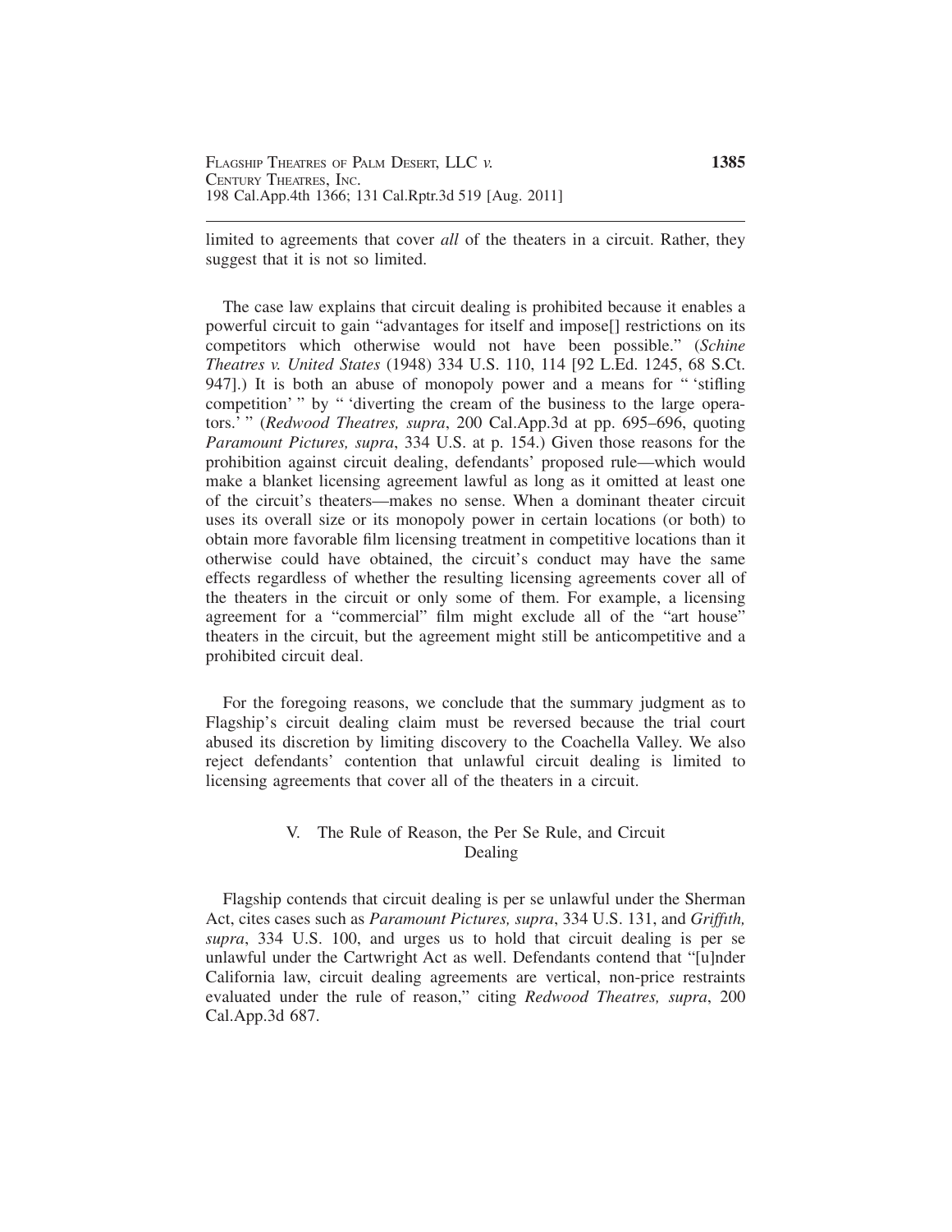limited to agreements that cover *all* of the theaters in a circuit. Rather, they suggest that it is not so limited.

The case law explains that circuit dealing is prohibited because it enables a powerful circuit to gain "advantages for itself and impose[] restrictions on its competitors which otherwise would not have been possible." (*Schine Theatres v. United States* (1948) 334 U.S. 110, 114 [92 L.Ed. 1245, 68 S.Ct. 947].) It is both an abuse of monopoly power and a means for " 'stifling competition' " by " 'diverting the cream of the business to the large operators.' " (*Redwood Theatres, supra*, 200 Cal.App.3d at pp. 695–696, quoting *Paramount Pictures, supra*, 334 U.S. at p. 154.) Given those reasons for the prohibition against circuit dealing, defendants' proposed rule—which would make a blanket licensing agreement lawful as long as it omitted at least one of the circuit's theaters—makes no sense. When a dominant theater circuit uses its overall size or its monopoly power in certain locations (or both) to obtain more favorable film licensing treatment in competitive locations than it otherwise could have obtained, the circuit's conduct may have the same effects regardless of whether the resulting licensing agreements cover all of the theaters in the circuit or only some of them. For example, a licensing agreement for a "commercial" film might exclude all of the "art house" theaters in the circuit, but the agreement might still be anticompetitive and a prohibited circuit deal.

For the foregoing reasons, we conclude that the summary judgment as to Flagship's circuit dealing claim must be reversed because the trial court abused its discretion by limiting discovery to the Coachella Valley. We also reject defendants' contention that unlawful circuit dealing is limited to licensing agreements that cover all of the theaters in a circuit.

## V. The Rule of Reason, the Per Se Rule, and Circuit Dealing

Flagship contends that circuit dealing is per se unlawful under the Sherman Act, cites cases such as *Paramount Pictures, supra*, 334 U.S. 131, and *Griffith, supra*, 334 U.S. 100, and urges us to hold that circuit dealing is per se unlawful under the Cartwright Act as well. Defendants contend that "[u]nder California law, circuit dealing agreements are vertical, non-price restraints evaluated under the rule of reason," citing *Redwood Theatres, supra*, 200 Cal.App.3d 687.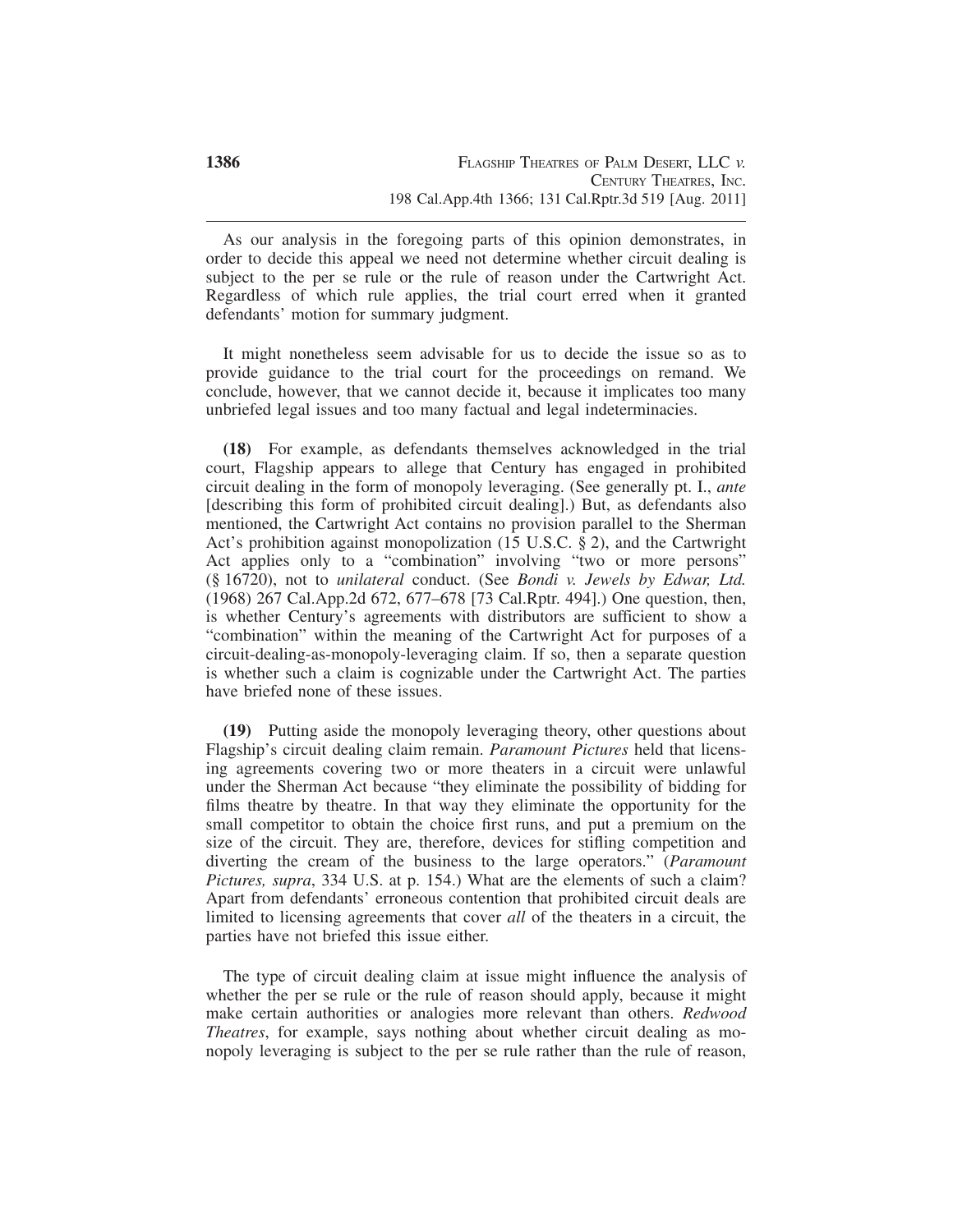As our analysis in the foregoing parts of this opinion demonstrates, in order to decide this appeal we need not determine whether circuit dealing is subject to the per se rule or the rule of reason under the Cartwright Act. Regardless of which rule applies, the trial court erred when it granted defendants' motion for summary judgment.

It might nonetheless seem advisable for us to decide the issue so as to provide guidance to the trial court for the proceedings on remand. We conclude, however, that we cannot decide it, because it implicates too many unbriefed legal issues and too many factual and legal indeterminacies.

**(18)** For example, as defendants themselves acknowledged in the trial court, Flagship appears to allege that Century has engaged in prohibited circuit dealing in the form of monopoly leveraging. (See generally pt. I., *ante* [describing this form of prohibited circuit dealing].) But, as defendants also mentioned, the Cartwright Act contains no provision parallel to the Sherman Act's prohibition against monopolization (15 U.S.C. § 2), and the Cartwright Act applies only to a "combination" involving "two or more persons" (§ 16720), not to *unilateral* conduct. (See *Bondi v. Jewels by Edwar, Ltd.* (1968) 267 Cal.App.2d 672, 677–678 [73 Cal.Rptr. 494].) One question, then, is whether Century's agreements with distributors are sufficient to show a "combination" within the meaning of the Cartwright Act for purposes of a circuit-dealing-as-monopoly-leveraging claim. If so, then a separate question is whether such a claim is cognizable under the Cartwright Act. The parties have briefed none of these issues.

**(19)** Putting aside the monopoly leveraging theory, other questions about Flagship's circuit dealing claim remain. *Paramount Pictures* held that licensing agreements covering two or more theaters in a circuit were unlawful under the Sherman Act because "they eliminate the possibility of bidding for films theatre by theatre. In that way they eliminate the opportunity for the small competitor to obtain the choice first runs, and put a premium on the size of the circuit. They are, therefore, devices for stifling competition and diverting the cream of the business to the large operators." (*Paramount Pictures, supra*, 334 U.S. at p. 154.) What are the elements of such a claim? Apart from defendants' erroneous contention that prohibited circuit deals are limited to licensing agreements that cover *all* of the theaters in a circuit, the parties have not briefed this issue either.

The type of circuit dealing claim at issue might influence the analysis of whether the per se rule or the rule of reason should apply, because it might make certain authorities or analogies more relevant than others. *Redwood Theatres*, for example, says nothing about whether circuit dealing as monopoly leveraging is subject to the per se rule rather than the rule of reason,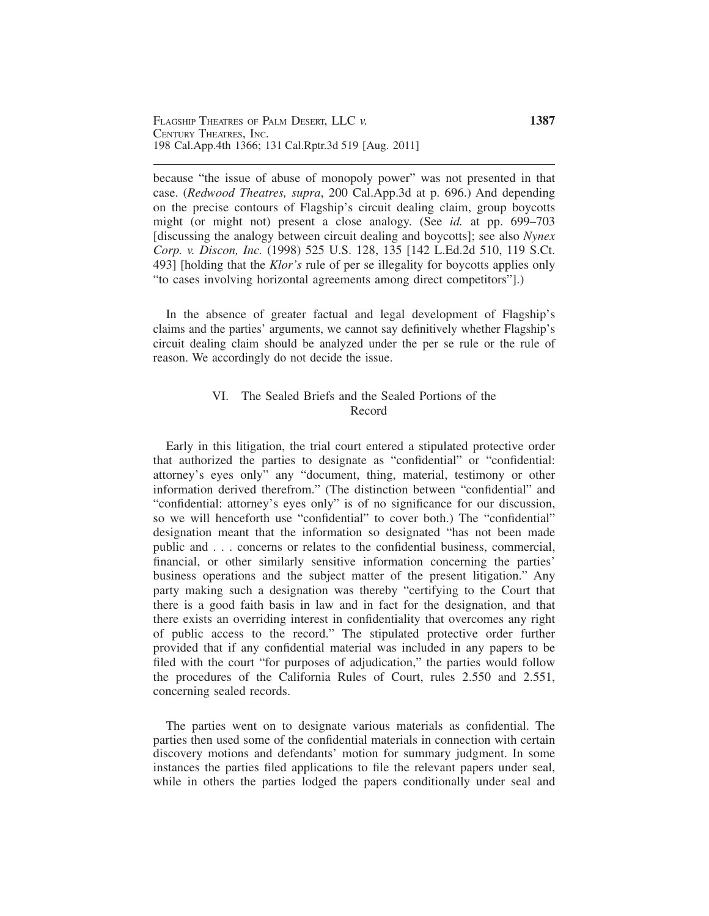because "the issue of abuse of monopoly power" was not presented in that case. (*Redwood Theatres, supra*, 200 Cal.App.3d at p. 696.) And depending on the precise contours of Flagship's circuit dealing claim, group boycotts might (or might not) present a close analogy. (See *id.* at pp. 699–703 [discussing the analogy between circuit dealing and boycotts]; see also *Nynex Corp. v. Discon, Inc.* (1998) 525 U.S. 128, 135 [142 L.Ed.2d 510, 119 S.Ct. 493] [holding that the *Klor's* rule of per se illegality for boycotts applies only "to cases involving horizontal agreements among direct competitors"].)

In the absence of greater factual and legal development of Flagship's claims and the parties' arguments, we cannot say definitively whether Flagship's circuit dealing claim should be analyzed under the per se rule or the rule of reason. We accordingly do not decide the issue.

## VI. The Sealed Briefs and the Sealed Portions of the Record

Early in this litigation, the trial court entered a stipulated protective order that authorized the parties to designate as "confidential" or "confidential: attorney's eyes only" any "document, thing, material, testimony or other information derived therefrom." (The distinction between "confidential" and "confidential: attorney's eyes only" is of no significance for our discussion, so we will henceforth use "confidential" to cover both.) The "confidential" designation meant that the information so designated "has not been made public and . . . concerns or relates to the confidential business, commercial, financial, or other similarly sensitive information concerning the parties' business operations and the subject matter of the present litigation." Any party making such a designation was thereby "certifying to the Court that there is a good faith basis in law and in fact for the designation, and that there exists an overriding interest in confidentiality that overcomes any right of public access to the record." The stipulated protective order further provided that if any confidential material was included in any papers to be filed with the court "for purposes of adjudication," the parties would follow the procedures of the California Rules of Court, rules 2.550 and 2.551, concerning sealed records.

The parties went on to designate various materials as confidential. The parties then used some of the confidential materials in connection with certain discovery motions and defendants' motion for summary judgment. In some instances the parties filed applications to file the relevant papers under seal, while in others the parties lodged the papers conditionally under seal and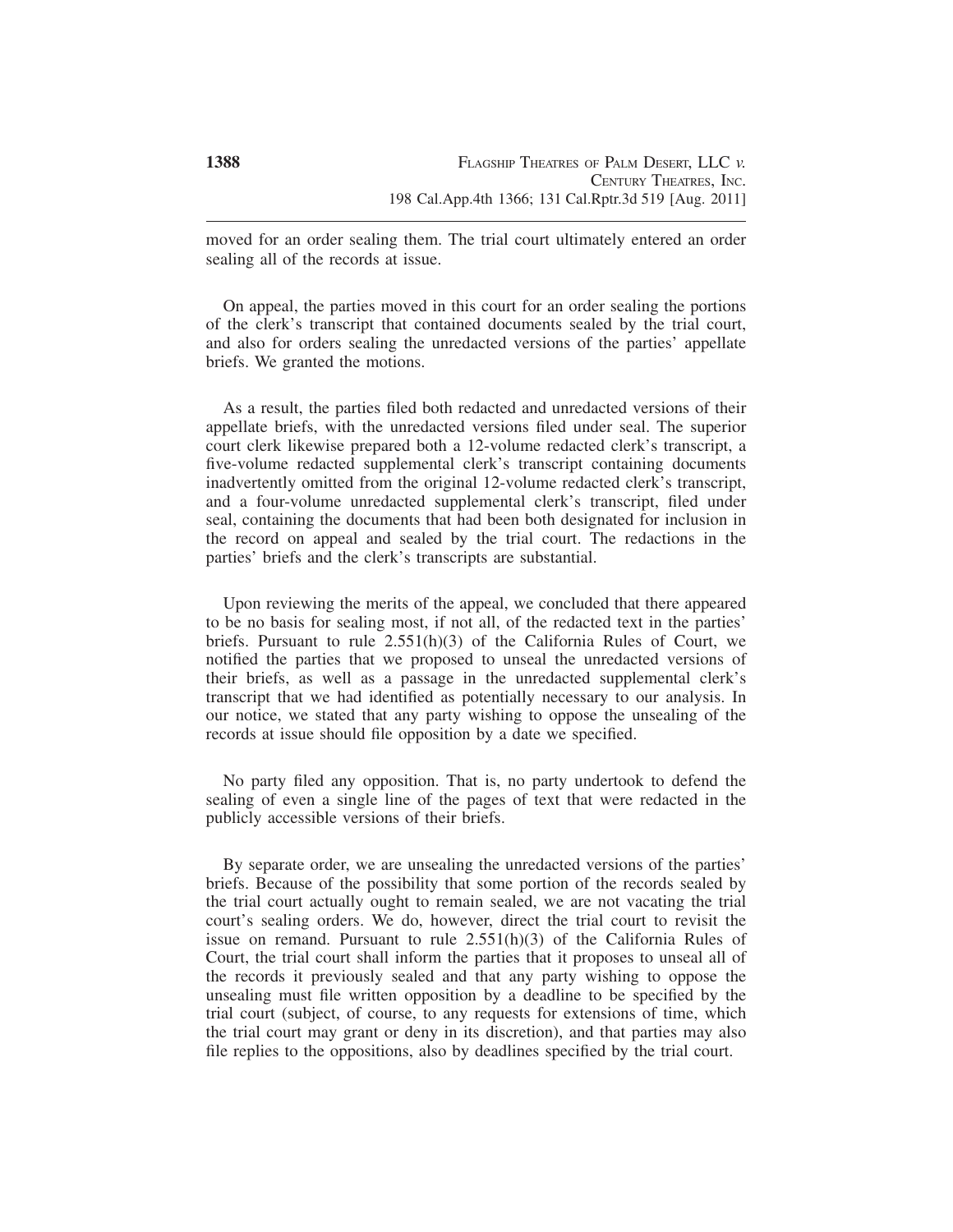moved for an order sealing them. The trial court ultimately entered an order sealing all of the records at issue.

On appeal, the parties moved in this court for an order sealing the portions of the clerk's transcript that contained documents sealed by the trial court, and also for orders sealing the unredacted versions of the parties' appellate briefs. We granted the motions.

As a result, the parties filed both redacted and unredacted versions of their appellate briefs, with the unredacted versions filed under seal. The superior court clerk likewise prepared both a 12-volume redacted clerk's transcript, a five-volume redacted supplemental clerk's transcript containing documents inadvertently omitted from the original 12-volume redacted clerk's transcript, and a four-volume unredacted supplemental clerk's transcript, filed under seal, containing the documents that had been both designated for inclusion in the record on appeal and sealed by the trial court. The redactions in the parties' briefs and the clerk's transcripts are substantial.

Upon reviewing the merits of the appeal, we concluded that there appeared to be no basis for sealing most, if not all, of the redacted text in the parties' briefs. Pursuant to rule 2.551(h)(3) of the California Rules of Court, we notified the parties that we proposed to unseal the unredacted versions of their briefs, as well as a passage in the unredacted supplemental clerk's transcript that we had identified as potentially necessary to our analysis. In our notice, we stated that any party wishing to oppose the unsealing of the records at issue should file opposition by a date we specified.

No party filed any opposition. That is, no party undertook to defend the sealing of even a single line of the pages of text that were redacted in the publicly accessible versions of their briefs.

By separate order, we are unsealing the unredacted versions of the parties' briefs. Because of the possibility that some portion of the records sealed by the trial court actually ought to remain sealed, we are not vacating the trial court's sealing orders. We do, however, direct the trial court to revisit the issue on remand. Pursuant to rule 2.551(h)(3) of the California Rules of Court, the trial court shall inform the parties that it proposes to unseal all of the records it previously sealed and that any party wishing to oppose the unsealing must file written opposition by a deadline to be specified by the trial court (subject, of course, to any requests for extensions of time, which the trial court may grant or deny in its discretion), and that parties may also file replies to the oppositions, also by deadlines specified by the trial court.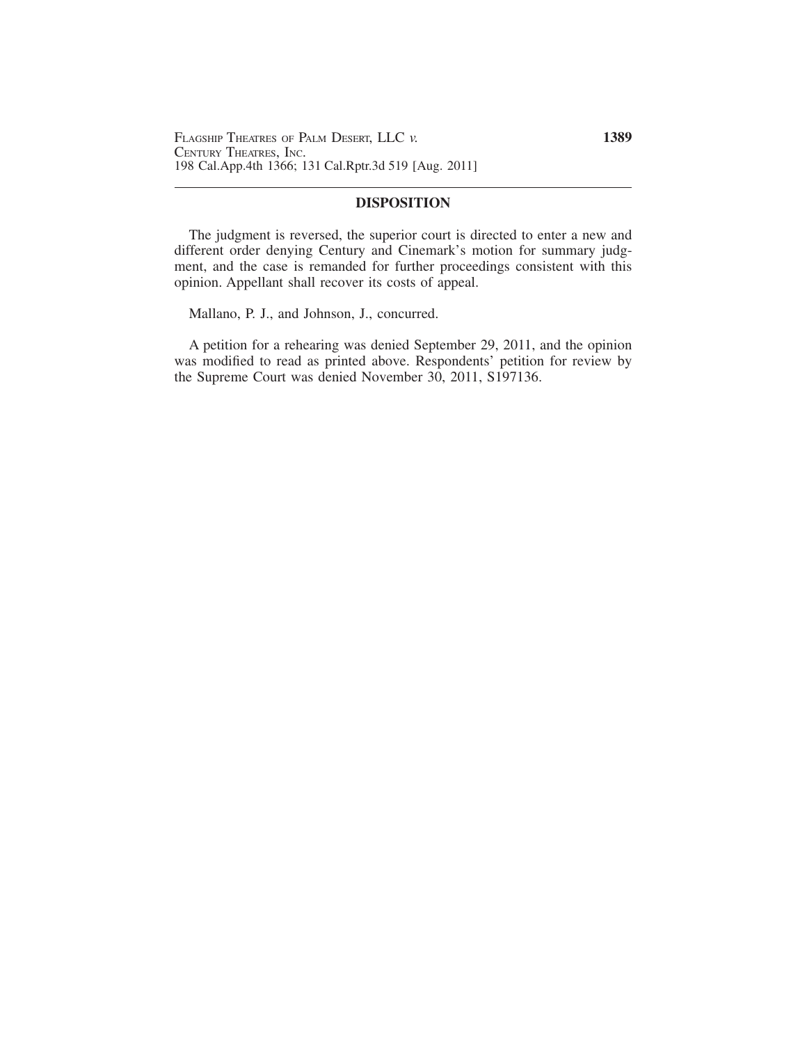## DISPOSITION

The judgment is reversed, the superior court is directed to enter a new and different order denying Century and Cinemark's motion for summary judgment, and the case is remanded for further proceedings consistent with this opinion. Appellant shall recover its costs of appeal.

Mallano, P. J., and Johnson, J., concurred.

A petition for a rehearing was denied September 29, 2011, and the opinion was modified to read as printed above. Respondents' petition for review by the Supreme Court was denied November 30, 2011, S197136.